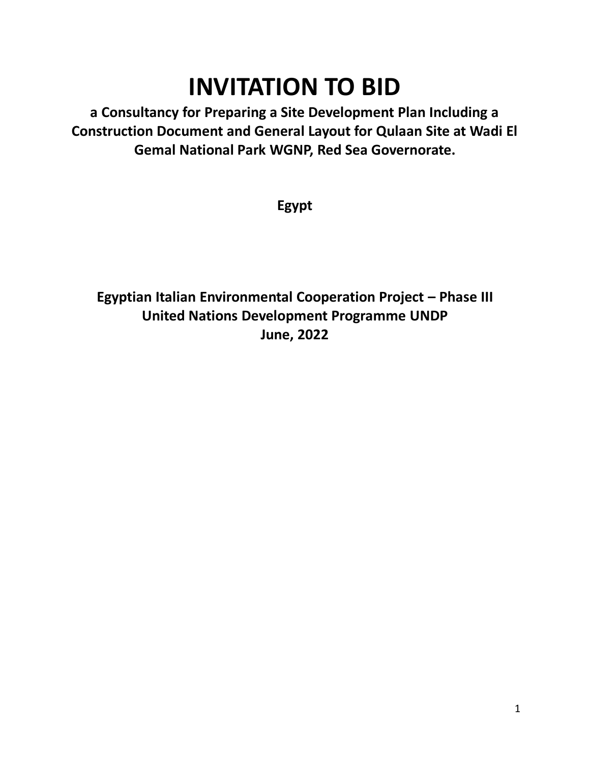# INVITATION TO BID

**a Consultancy for Preparing a Site Development Plan Including a Construction Document and General Layout for Qulaan Site at Wadi El Gemal National Park WGNP, Red Sea Governorate.**

**Egypt**

**Egyptian Italian Environmental Cooperation Project – Phase III**
**United Nations Development Programme UNDP**
**June, 2022**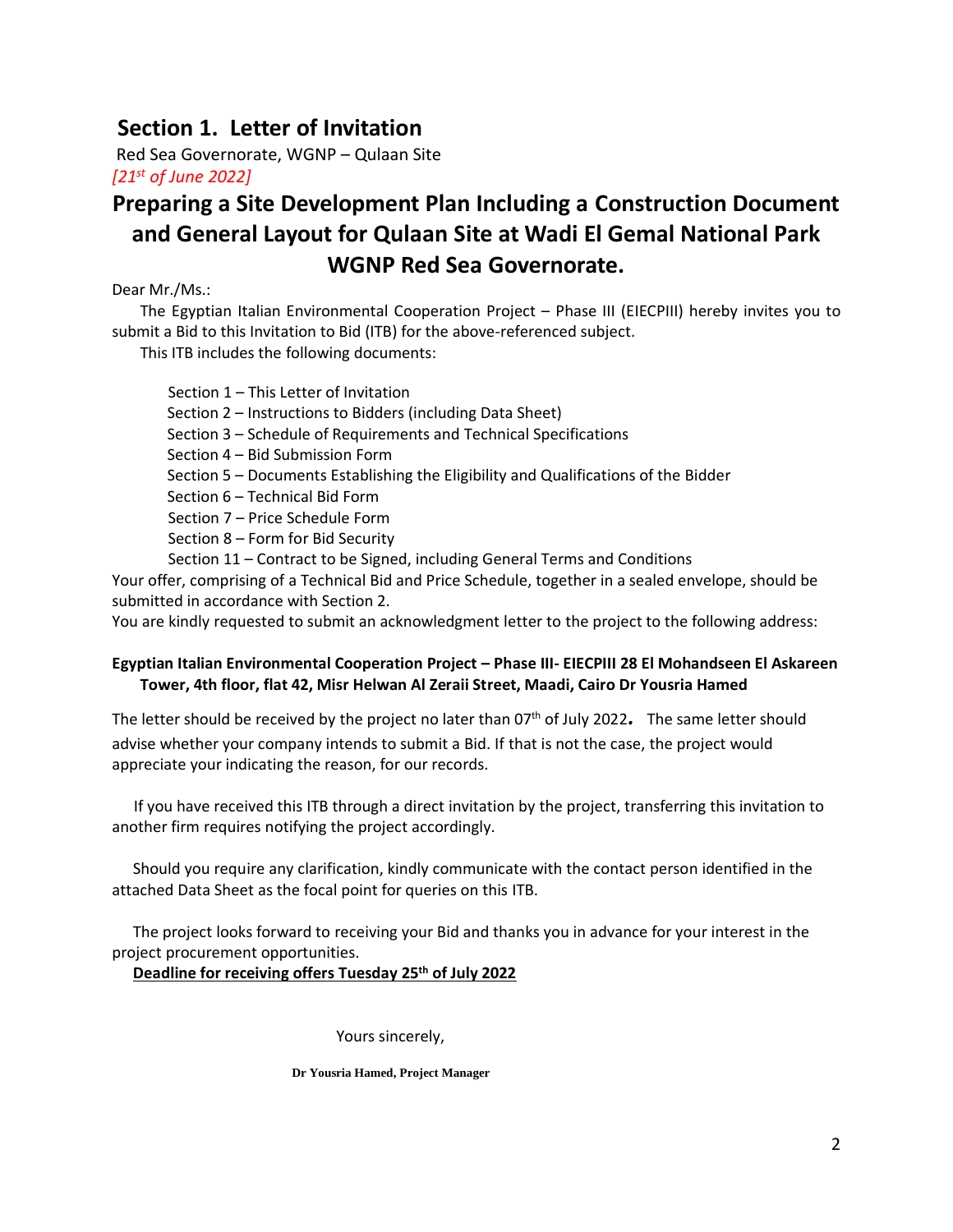## Section 1. Letter of Invitation

Red Sea Governorate, WGNP – Qulaan Site

*[21st of June 2022]*

# Preparing a Site Development Plan Including a Construction Document and General Layout for Qulaan Site at Wadi El Gemal National Park WGNP Red Sea Governorate.

Dear Mr./Ms.:

The Egyptian Italian Environmental Cooperation Project – Phase III (EIECPIII) hereby invites you to submit a Bid to this Invitation to Bid (ITB) for the above-referenced subject.

This ITB includes the following documents:

- Section 1 – This Letter of Invitation
- Section 2 – Instructions to Bidders (including Data Sheet)
- Section 3 – Schedule of Requirements and Technical Specifications
- Section 4 – Bid Submission Form
- Section 5 – Documents Establishing the Eligibility and Qualifications of the Bidder
- Section 6 – Technical Bid Form
- Section 7 – Price Schedule Form
- Section 8 – Form for Bid Security
- Section 11 – Contract to be Signed, including General Terms and Conditions

Your offer, comprising of a Technical Bid and Price Schedule, together in a sealed envelope, should be submitted in accordance with Section 2.

You are kindly requested to submit an acknowledgment letter to the project to the following address:

**Egyptian Italian Environmental Cooperation Project – Phase III- EIECPIII 28 El Mohandseen El Askareen Tower, 4th floor, flat 42, Misr Helwan Al Zeraii Street, Maadi, Cairo Dr Yousria Hamed**

The letter should be received by the project no later than 07th of July 2022**.** The same letter should advise whether your company intends to submit a Bid. If that is not the case, the project would appreciate your indicating the reason, for our records.

If you have received this ITB through a direct invitation by the project, transferring this invitation to another firm requires notifying the project accordingly.

Should you require any clarification, kindly communicate with the contact person identified in the attached Data Sheet as the focal point for queries on this ITB.

The project looks forward to receiving your Bid and thanks you in advance for your interest in the project procurement opportunities.

**Deadline for receiving offers Tuesday 25th of July 2022**

Yours sincerely,

**Dr Yousria Hamed, Project Manager**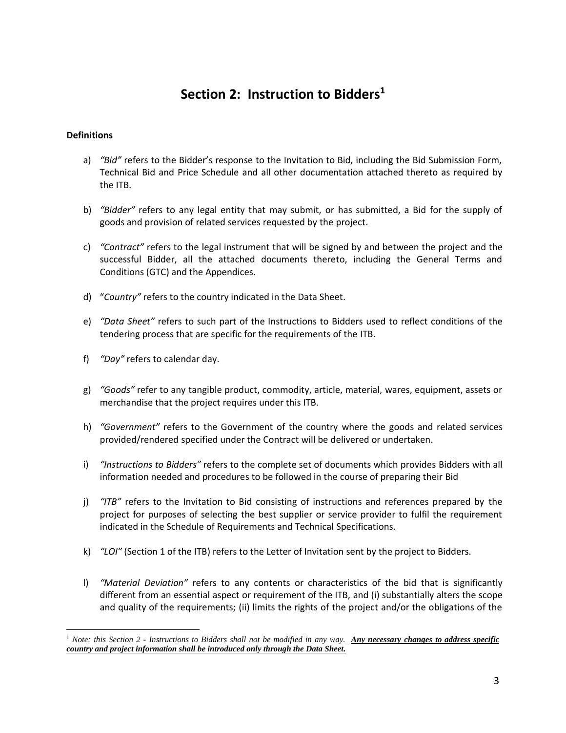# Section 2: Instruction to Bidders[1]

**Definitions**

a) *"Bid"* refers to the Bidder's response to the Invitation to Bid, including the Bid Submission Form, Technical Bid and Price Schedule and all other documentation attached thereto as required by the ITB.

b) *"Bidder"* refers to any legal entity that may submit, or has submitted, a Bid for the supply of goods and provision of related services requested by the project.

c) *"Contract"* refers to the legal instrument that will be signed by and between the project and the successful Bidder, all the attached documents thereto, including the General Terms and Conditions (GTC) and the Appendices.

d) "*Country"* refers to the country indicated in the Data Sheet.

e) *"Data Sheet"* refers to such part of the Instructions to Bidders used to reflect conditions of the tendering process that are specific for the requirements of the ITB.

f) *"Day"* refers to calendar day.

g) *"Goods"* refer to any tangible product, commodity, article, material, wares, equipment, assets or merchandise that the project requires under this ITB.

h) *"Government"* refers to the Government of the country where the goods and related services provided/rendered specified under the Contract will be delivered or undertaken.

i) *"Instructions to Bidders"* refers to the complete set of documents which provides Bidders with all information needed and procedures to be followed in the course of preparing their Bid

j) *"ITB"* refers to the Invitation to Bid consisting of instructions and references prepared by the project for purposes of selecting the best supplier or service provider to fulfil the requirement indicated in the Schedule of Requirements and Technical Specifications.

k) *"LOI"* (Section 1 of the ITB) refers to the Letter of Invitation sent by the project to Bidders.

l) *"Material Deviation"* refers to any contents or characteristics of the bid that is significantly different from an essential aspect or requirement of the ITB, and (i) substantially alters the scope and quality of the requirements; (ii) limits the rights of the project and/or the obligations of the

---

[1] *Note: this Section 2 - Instructions to Bidders shall not be modified in any way.* ***Any necessary changes to address specific country and project information shall be introduced only through the Data Sheet.***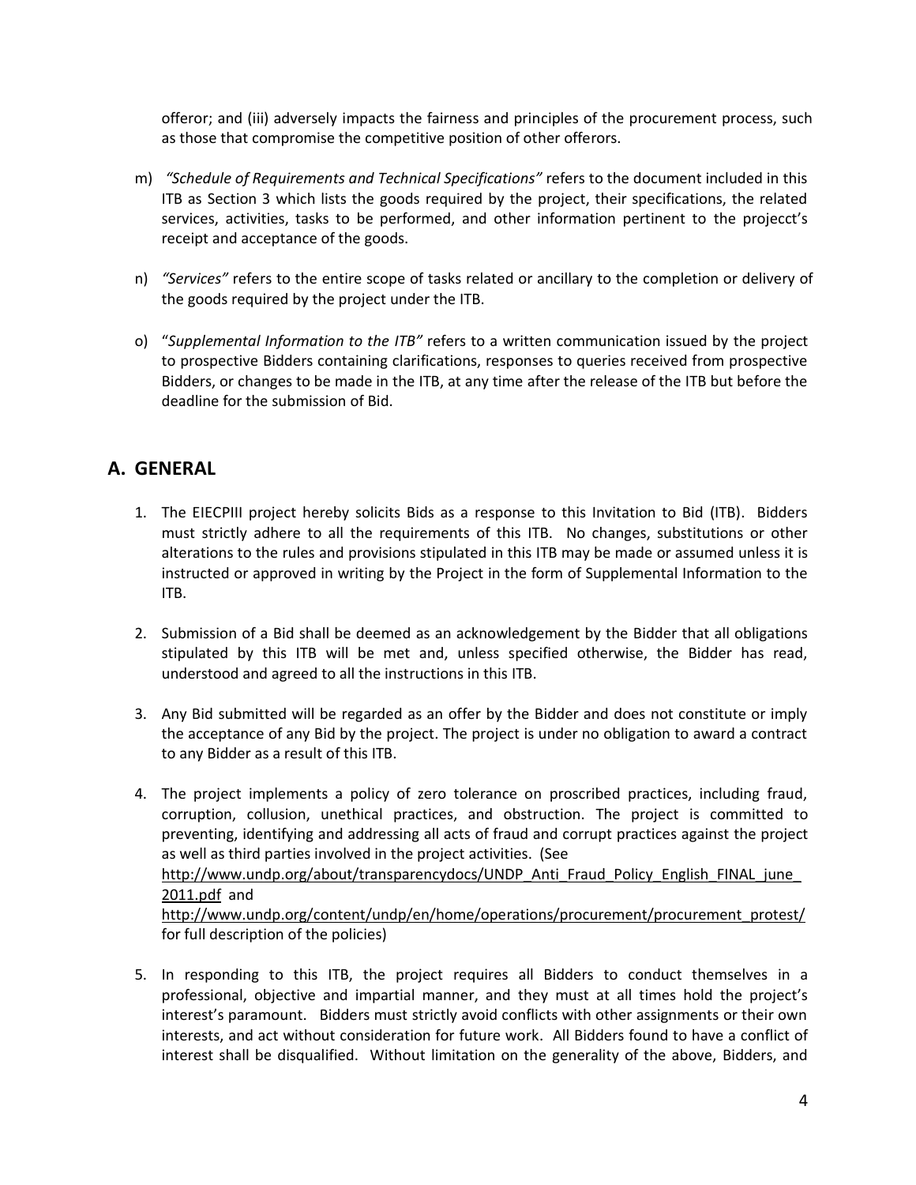offeror; and (iii) adversely impacts the fairness and principles of the procurement process, such as those that compromise the competitive position of other offerors.

m) *"Schedule of Requirements and Technical Specifications"* refers to the document included in this ITB as Section 3 which lists the goods required by the project, their specifications, the related services, activities, tasks to be performed, and other information pertinent to the projecct's receipt and acceptance of the goods.

n) *"Services"* refers to the entire scope of tasks related or ancillary to the completion or delivery of the goods required by the project under the ITB.

o) "*Supplemental Information to the ITB"* refers to a written communication issued by the project to prospective Bidders containing clarifications, responses to queries received from prospective Bidders, or changes to be made in the ITB, at any time after the release of the ITB but before the deadline for the submission of Bid.

## A. GENERAL

1. The EIECPIII project hereby solicits Bids as a response to this Invitation to Bid (ITB). Bidders must strictly adhere to all the requirements of this ITB. No changes, substitutions or other alterations to the rules and provisions stipulated in this ITB may be made or assumed unless it is instructed or approved in writing by the Project in the form of Supplemental Information to the ITB.

2. Submission of a Bid shall be deemed as an acknowledgement by the Bidder that all obligations stipulated by this ITB will be met and, unless specified otherwise, the Bidder has read, understood and agreed to all the instructions in this ITB.

3. Any Bid submitted will be regarded as an offer by the Bidder and does not constitute or imply the acceptance of any Bid by the project. The project is under no obligation to award a contract to any Bidder as a result of this ITB.

4. The project implements a policy of zero tolerance on proscribed practices, including fraud, corruption, collusion, unethical practices, and obstruction. The project is committed to preventing, identifying and addressing all acts of fraud and corrupt practices against the project as well as third parties involved in the project activities. (See http://www.undp.org/about/transparencydocs/UNDP_Anti_Fraud_Policy_English_FINAL_june_2011.pdf and http://www.undp.org/content/undp/en/home/operations/procurement/procurement_protest/ for full description of the policies)

5. In responding to this ITB, the project requires all Bidders to conduct themselves in a professional, objective and impartial manner, and they must at all times hold the project's interest's paramount. Bidders must strictly avoid conflicts with other assignments or their own interests, and act without consideration for future work. All Bidders found to have a conflict of interest shall be disqualified. Without limitation on the generality of the above, Bidders, and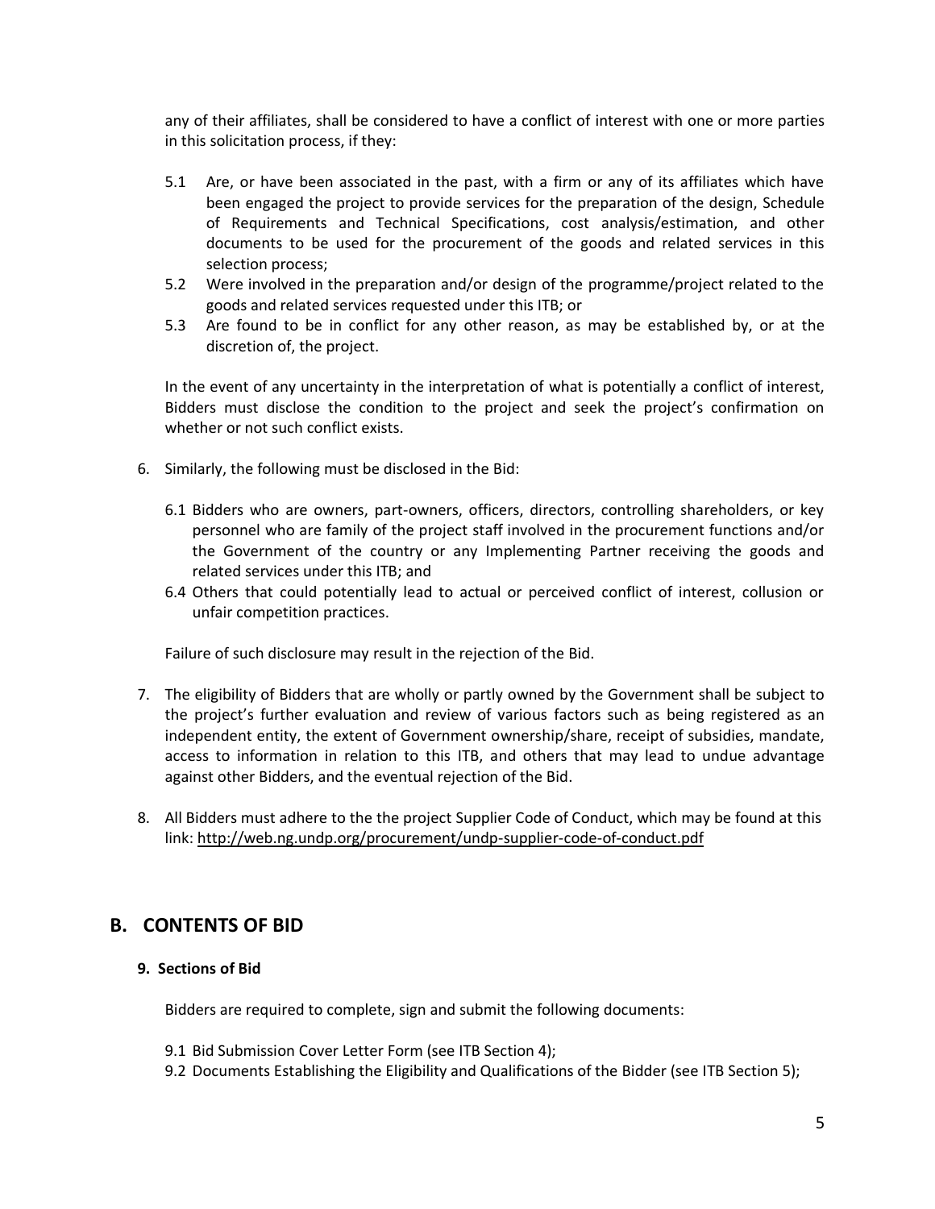any of their affiliates, shall be considered to have a conflict of interest with one or more parties in this solicitation process, if they:

5.1 Are, or have been associated in the past, with a firm or any of its affiliates which have been engaged the project to provide services for the preparation of the design, Schedule of Requirements and Technical Specifications, cost analysis/estimation, and other documents to be used for the procurement of the goods and related services in this selection process;

5.2 Were involved in the preparation and/or design of the programme/project related to the goods and related services requested under this ITB; or

5.3 Are found to be in conflict for any other reason, as may be established by, or at the discretion of, the project.

In the event of any uncertainty in the interpretation of what is potentially a conflict of interest, Bidders must disclose the condition to the project and seek the project's confirmation on whether or not such conflict exists.

6. Similarly, the following must be disclosed in the Bid:

   6.1 Bidders who are owners, part-owners, officers, directors, controlling shareholders, or key personnel who are family of the project staff involved in the procurement functions and/or the Government of the country or any Implementing Partner receiving the goods and related services under this ITB; and

   6.4 Others that could potentially lead to actual or perceived conflict of interest, collusion or unfair competition practices.

   Failure of such disclosure may result in the rejection of the Bid.

7. The eligibility of Bidders that are wholly or partly owned by the Government shall be subject to the project's further evaluation and review of various factors such as being registered as an independent entity, the extent of Government ownership/share, receipt of subsidies, mandate, access to information in relation to this ITB, and others that may lead to undue advantage against other Bidders, and the eventual rejection of the Bid.

8. All Bidders must adhere to the the project Supplier Code of Conduct, which may be found at this link: http://web.ng.undp.org/procurement/undp-supplier-code-of-conduct.pdf

## B. CONTENTS OF BID

### 9. Sections of Bid

Bidders are required to complete, sign and submit the following documents:

9.1 Bid Submission Cover Letter Form (see ITB Section 4);

9.2 Documents Establishing the Eligibility and Qualifications of the Bidder (see ITB Section 5);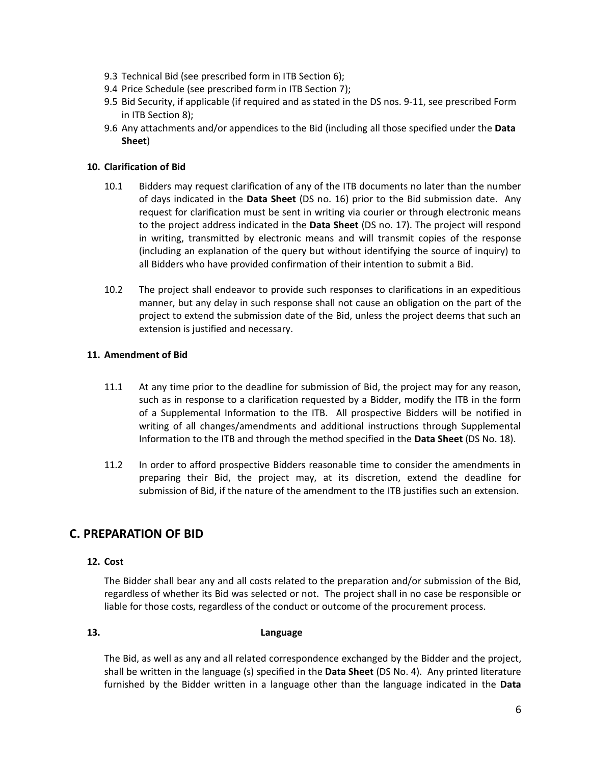9.3 Technical Bid (see prescribed form in ITB Section 6);
9.4 Price Schedule (see prescribed form in ITB Section 7);
9.5 Bid Security, if applicable (if required and as stated in the DS nos. 9-11, see prescribed Form in ITB Section 8);
9.6 Any attachments and/or appendices to the Bid (including all those specified under the **Data Sheet**)

**10. Clarification of Bid**

10.1 Bidders may request clarification of any of the ITB documents no later than the number of days indicated in the **Data Sheet** (DS no. 16) prior to the Bid submission date. Any request for clarification must be sent in writing via courier or through electronic means to the project address indicated in the **Data Sheet** (DS no. 17). The project will respond in writing, transmitted by electronic means and will transmit copies of the response (including an explanation of the query but without identifying the source of inquiry) to all Bidders who have provided confirmation of their intention to submit a Bid.

10.2 The project shall endeavor to provide such responses to clarifications in an expeditious manner, but any delay in such response shall not cause an obligation on the part of the project to extend the submission date of the Bid, unless the project deems that such an extension is justified and necessary.

**11. Amendment of Bid**

11.1 At any time prior to the deadline for submission of Bid, the project may for any reason, such as in response to a clarification requested by a Bidder, modify the ITB in the form of a Supplemental Information to the ITB. All prospective Bidders will be notified in writing of all changes/amendments and additional instructions through Supplemental Information to the ITB and through the method specified in the **Data Sheet** (DS No. 18).

11.2 In order to afford prospective Bidders reasonable time to consider the amendments in preparing their Bid, the project may, at its discretion, extend the deadline for submission of Bid, if the nature of the amendment to the ITB justifies such an extension.

## C. PREPARATION OF BID

**12. Cost**

The Bidder shall bear any and all costs related to the preparation and/or submission of the Bid, regardless of whether its Bid was selected or not. The project shall in no case be responsible or liable for those costs, regardless of the conduct or outcome of the procurement process.

**13. Language**

The Bid, as well as any and all related correspondence exchanged by the Bidder and the project, shall be written in the language (s) specified in the **Data Sheet** (DS No. 4). Any printed literature furnished by the Bidder written in a language other than the language indicated in the **Data**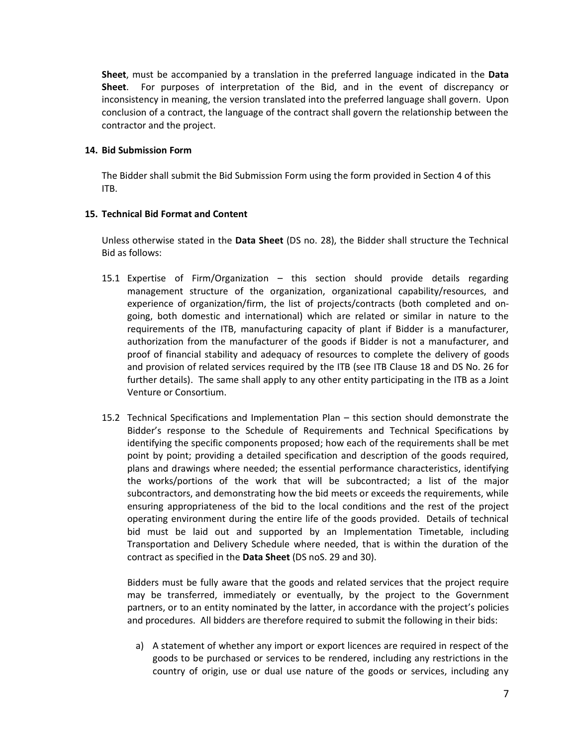**Sheet**, must be accompanied by a translation in the preferred language indicated in the **Data Sheet**. For purposes of interpretation of the Bid, and in the event of discrepancy or inconsistency in meaning, the version translated into the preferred language shall govern. Upon conclusion of a contract, the language of the contract shall govern the relationship between the contractor and the project.

**14. Bid Submission Form**

The Bidder shall submit the Bid Submission Form using the form provided in Section 4 of this ITB.

**15. Technical Bid Format and Content**

Unless otherwise stated in the **Data Sheet** (DS no. 28), the Bidder shall structure the Technical Bid as follows:

15.1 Expertise of Firm/Organization – this section should provide details regarding management structure of the organization, organizational capability/resources, and experience of organization/firm, the list of projects/contracts (both completed and on-going, both domestic and international) which are related or similar in nature to the requirements of the ITB, manufacturing capacity of plant if Bidder is a manufacturer, authorization from the manufacturer of the goods if Bidder is not a manufacturer, and proof of financial stability and adequacy of resources to complete the delivery of goods and provision of related services required by the ITB (see ITB Clause 18 and DS No. 26 for further details). The same shall apply to any other entity participating in the ITB as a Joint Venture or Consortium.

15.2 Technical Specifications and Implementation Plan – this section should demonstrate the Bidder's response to the Schedule of Requirements and Technical Specifications by identifying the specific components proposed; how each of the requirements shall be met point by point; providing a detailed specification and description of the goods required, plans and drawings where needed; the essential performance characteristics, identifying the works/portions of the work that will be subcontracted; a list of the major subcontractors, and demonstrating how the bid meets or exceeds the requirements, while ensuring appropriateness of the bid to the local conditions and the rest of the project operating environment during the entire life of the goods provided. Details of technical bid must be laid out and supported by an Implementation Timetable, including Transportation and Delivery Schedule where needed, that is within the duration of the contract as specified in the **Data Sheet** (DS noS. 29 and 30).

Bidders must be fully aware that the goods and related services that the project require may be transferred, immediately or eventually, by the project to the Government partners, or to an entity nominated by the latter, in accordance with the project's policies and procedures. All bidders are therefore required to submit the following in their bids:

a) A statement of whether any import or export licences are required in respect of the goods to be purchased or services to be rendered, including any restrictions in the country of origin, use or dual use nature of the goods or services, including any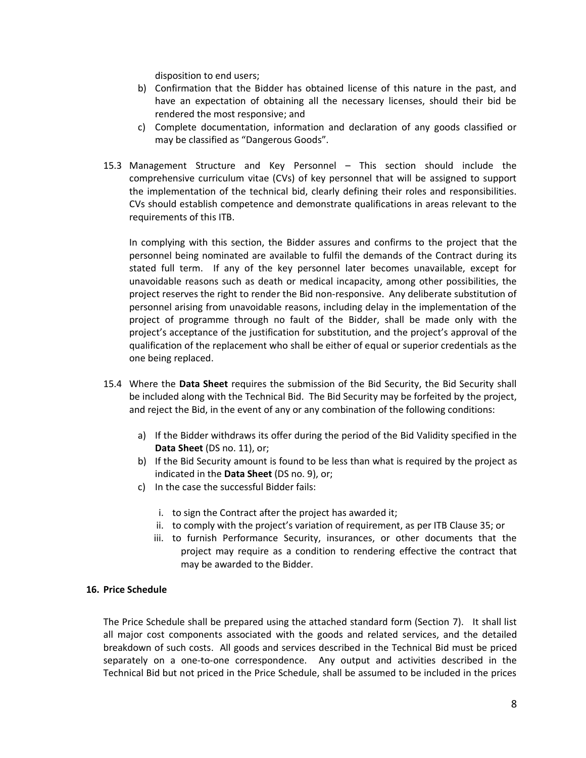disposition to end users;

b) Confirmation that the Bidder has obtained license of this nature in the past, and have an expectation of obtaining all the necessary licenses, should their bid be rendered the most responsive; and
c) Complete documentation, information and declaration of any goods classified or may be classified as "Dangerous Goods".

15.3 Management Structure and Key Personnel – This section should include the comprehensive curriculum vitae (CVs) of key personnel that will be assigned to support the implementation of the technical bid, clearly defining their roles and responsibilities. CVs should establish competence and demonstrate qualifications in areas relevant to the requirements of this ITB.

In complying with this section, the Bidder assures and confirms to the project that the personnel being nominated are available to fulfil the demands of the Contract during its stated full term. If any of the key personnel later becomes unavailable, except for unavoidable reasons such as death or medical incapacity, among other possibilities, the project reserves the right to render the Bid non-responsive. Any deliberate substitution of personnel arising from unavoidable reasons, including delay in the implementation of the project of programme through no fault of the Bidder, shall be made only with the project's acceptance of the justification for substitution, and the project's approval of the qualification of the replacement who shall be either of equal or superior credentials as the one being replaced.

15.4 Where the **Data Sheet** requires the submission of the Bid Security, the Bid Security shall be included along with the Technical Bid. The Bid Security may be forfeited by the project, and reject the Bid, in the event of any or any combination of the following conditions:

a) If the Bidder withdraws its offer during the period of the Bid Validity specified in the **Data Sheet** (DS no. 11), or;
b) If the Bid Security amount is found to be less than what is required by the project as indicated in the **Data Sheet** (DS no. 9), or;
c) In the case the successful Bidder fails:
   i. to sign the Contract after the project has awarded it;
   ii. to comply with the project's variation of requirement, as per ITB Clause 35; or
   iii. to furnish Performance Security, insurances, or other documents that the project may require as a condition to rendering effective the contract that may be awarded to the Bidder.

## 16. Price Schedule

The Price Schedule shall be prepared using the attached standard form (Section 7). It shall list all major cost components associated with the goods and related services, and the detailed breakdown of such costs. All goods and services described in the Technical Bid must be priced separately on a one-to-one correspondence. Any output and activities described in the Technical Bid but not priced in the Price Schedule, shall be assumed to be included in the prices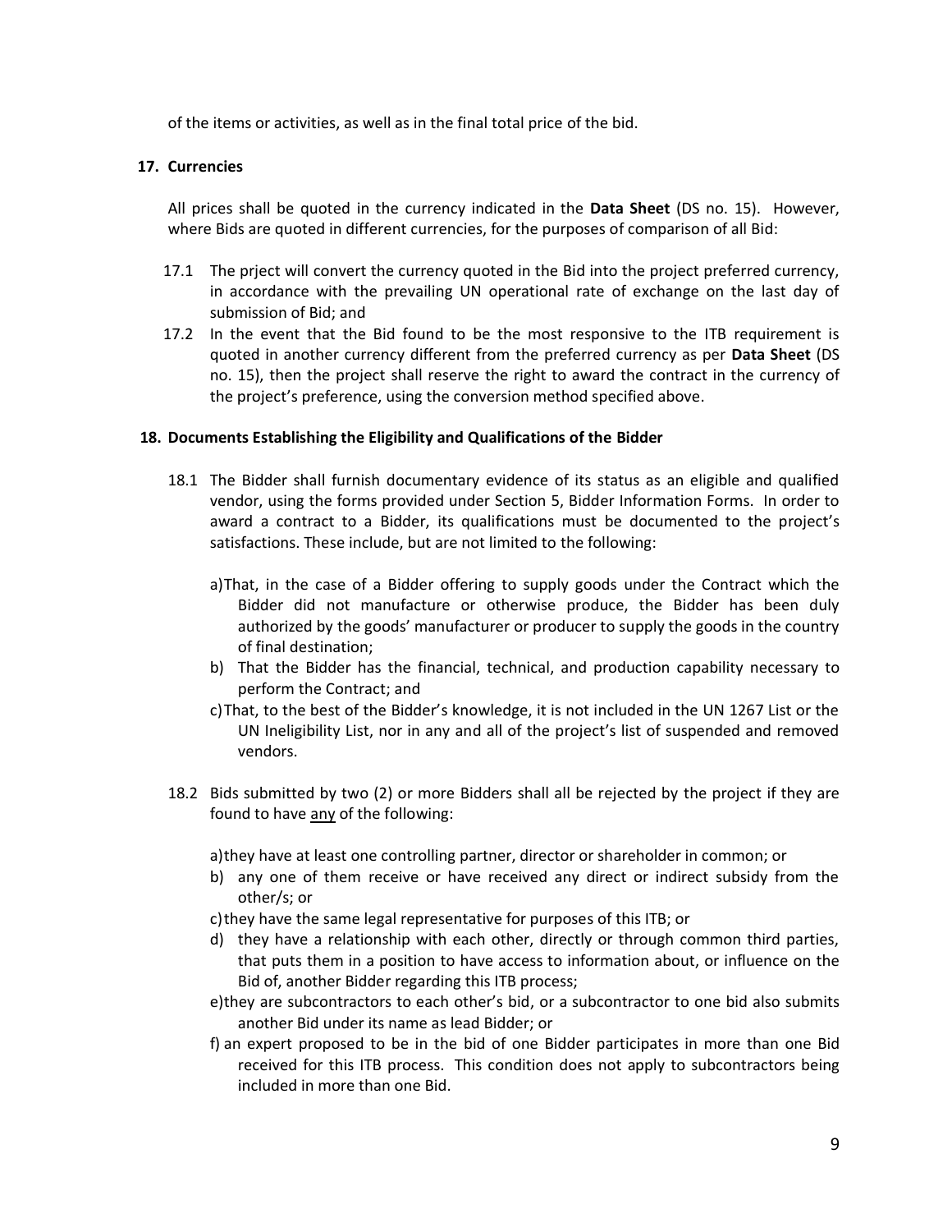of the items or activities, as well as in the final total price of the bid.

## 17. Currencies

All prices shall be quoted in the currency indicated in the **Data Sheet** (DS no. 15). However, where Bids are quoted in different currencies, for the purposes of comparison of all Bid:

17.1 The prject will convert the currency quoted in the Bid into the project preferred currency, in accordance with the prevailing UN operational rate of exchange on the last day of submission of Bid; and

17.2 In the event that the Bid found to be the most responsive to the ITB requirement is quoted in another currency different from the preferred currency as per **Data Sheet** (DS no. 15), then the project shall reserve the right to award the contract in the currency of the project's preference, using the conversion method specified above.

## 18. Documents Establishing the Eligibility and Qualifications of the Bidder

18.1 The Bidder shall furnish documentary evidence of its status as an eligible and qualified vendor, using the forms provided under Section 5, Bidder Information Forms. In order to award a contract to a Bidder, its qualifications must be documented to the project's satisfactions. These include, but are not limited to the following:

a) That, in the case of a Bidder offering to supply goods under the Contract which the Bidder did not manufacture or otherwise produce, the Bidder has been duly authorized by the goods' manufacturer or producer to supply the goods in the country of final destination;

b) That the Bidder has the financial, technical, and production capability necessary to perform the Contract; and

c) That, to the best of the Bidder's knowledge, it is not included in the UN 1267 List or the UN Ineligibility List, nor in any and all of the project's list of suspended and removed vendors.

18.2 Bids submitted by two (2) or more Bidders shall all be rejected by the project if they are found to have <u>any</u> of the following:

a) they have at least one controlling partner, director or shareholder in common; or

b) any one of them receive or have received any direct or indirect subsidy from the other/s; or

c) they have the same legal representative for purposes of this ITB; or

d) they have a relationship with each other, directly or through common third parties, that puts them in a position to have access to information about, or influence on the Bid of, another Bidder regarding this ITB process;

e) they are subcontractors to each other's bid, or a subcontractor to one bid also submits another Bid under its name as lead Bidder; or

f) an expert proposed to be in the bid of one Bidder participates in more than one Bid received for this ITB process. This condition does not apply to subcontractors being included in more than one Bid.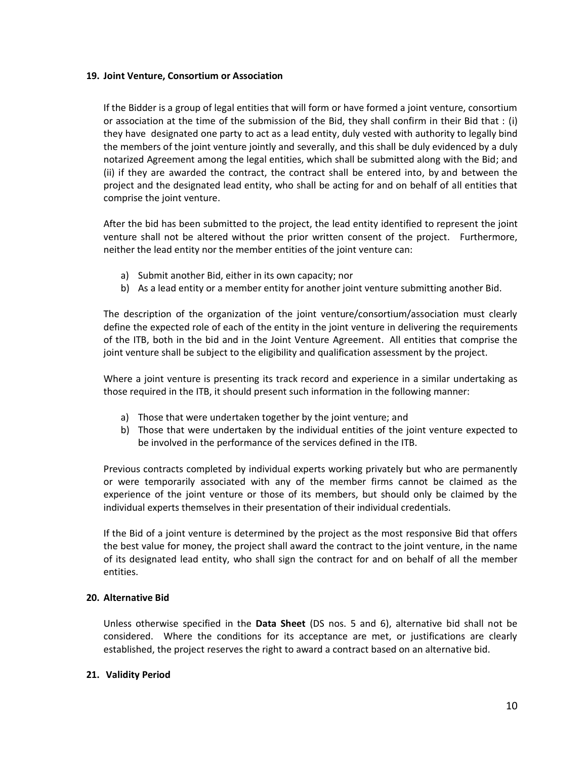## 19. Joint Venture, Consortium or Association

If the Bidder is a group of legal entities that will form or have formed a joint venture, consortium or association at the time of the submission of the Bid, they shall confirm in their Bid that : (i) they have designated one party to act as a lead entity, duly vested with authority to legally bind the members of the joint venture jointly and severally, and this shall be duly evidenced by a duly notarized Agreement among the legal entities, which shall be submitted along with the Bid; and (ii) if they are awarded the contract, the contract shall be entered into, by and between the project and the designated lead entity, who shall be acting for and on behalf of all entities that comprise the joint venture.

After the bid has been submitted to the project, the lead entity identified to represent the joint venture shall not be altered without the prior written consent of the project. Furthermore, neither the lead entity nor the member entities of the joint venture can:

a) Submit another Bid, either in its own capacity; nor
b) As a lead entity or a member entity for another joint venture submitting another Bid.

The description of the organization of the joint venture/consortium/association must clearly define the expected role of each of the entity in the joint venture in delivering the requirements of the ITB, both in the bid and in the Joint Venture Agreement. All entities that comprise the joint venture shall be subject to the eligibility and qualification assessment by the project.

Where a joint venture is presenting its track record and experience in a similar undertaking as those required in the ITB, it should present such information in the following manner:

a) Those that were undertaken together by the joint venture; and
b) Those that were undertaken by the individual entities of the joint venture expected to be involved in the performance of the services defined in the ITB.

Previous contracts completed by individual experts working privately but who are permanently or were temporarily associated with any of the member firms cannot be claimed as the experience of the joint venture or those of its members, but should only be claimed by the individual experts themselves in their presentation of their individual credentials.

If the Bid of a joint venture is determined by the project as the most responsive Bid that offers the best value for money, the project shall award the contract to the joint venture, in the name of its designated lead entity, who shall sign the contract for and on behalf of all the member entities.

## 20. Alternative Bid

Unless otherwise specified in the **Data Sheet** (DS nos. 5 and 6), alternative bid shall not be considered. Where the conditions for its acceptance are met, or justifications are clearly established, the project reserves the right to award a contract based on an alternative bid.

## 21. Validity Period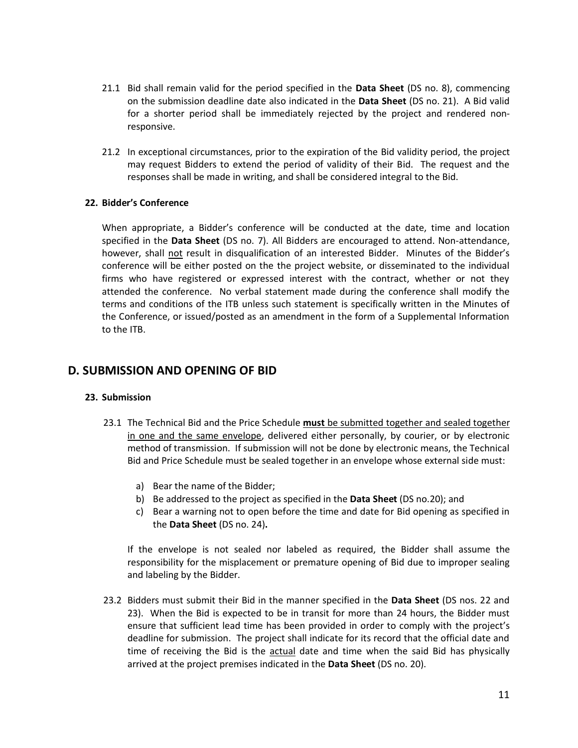21.1 Bid shall remain valid for the period specified in the **Data Sheet** (DS no. 8), commencing on the submission deadline date also indicated in the **Data Sheet** (DS no. 21). A Bid valid for a shorter period shall be immediately rejected by the project and rendered non-responsive.

21.2 In exceptional circumstances, prior to the expiration of the Bid validity period, the project may request Bidders to extend the period of validity of their Bid. The request and the responses shall be made in writing, and shall be considered integral to the Bid.

#### 22. Bidder's Conference

When appropriate, a Bidder's conference will be conducted at the date, time and location specified in the **Data Sheet** (DS no. 7). All Bidders are encouraged to attend. Non-attendance, however, shall <u>not</u> result in disqualification of an interested Bidder. Minutes of the Bidder's conference will be either posted on the the project website, or disseminated to the individual firms who have registered or expressed interest with the contract, whether or not they attended the conference. No verbal statement made during the conference shall modify the terms and conditions of the ITB unless such statement is specifically written in the Minutes of the Conference, or issued/posted as an amendment in the form of a Supplemental Information to the ITB.

## D. SUBMISSION AND OPENING OF BID

#### 23. Submission

23.1 The Technical Bid and the Price Schedule **<u>must</u>** <u>be submitted together and sealed together in one and the same envelope</u>, delivered either personally, by courier, or by electronic method of transmission. If submission will not be done by electronic means, the Technical Bid and Price Schedule must be sealed together in an envelope whose external side must:

a) Bear the name of the Bidder;
b) Be addressed to the project as specified in the **Data Sheet** (DS no.20); and
c) Bear a warning not to open before the time and date for Bid opening as specified in the **Data Sheet** (DS no. 24)**.**

If the envelope is not sealed nor labeled as required, the Bidder shall assume the responsibility for the misplacement or premature opening of Bid due to improper sealing and labeling by the Bidder.

23.2 Bidders must submit their Bid in the manner specified in the **Data Sheet** (DS nos. 22 and 23). When the Bid is expected to be in transit for more than 24 hours, the Bidder must ensure that sufficient lead time has been provided in order to comply with the project's deadline for submission. The project shall indicate for its record that the official date and time of receiving the Bid is the <u>actual</u> date and time when the said Bid has physically arrived at the project premises indicated in the **Data Sheet** (DS no. 20).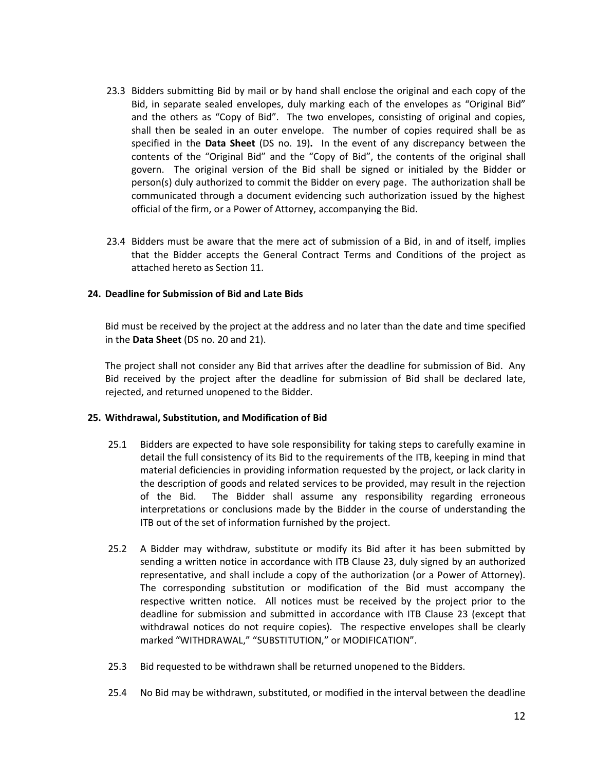23.3 Bidders submitting Bid by mail or by hand shall enclose the original and each copy of the Bid, in separate sealed envelopes, duly marking each of the envelopes as "Original Bid" and the others as "Copy of Bid". The two envelopes, consisting of original and copies, shall then be sealed in an outer envelope. The number of copies required shall be as specified in the **Data Sheet** (DS no. 19)**.** In the event of any discrepancy between the contents of the "Original Bid" and the "Copy of Bid", the contents of the original shall govern. The original version of the Bid shall be signed or initialed by the Bidder or person(s) duly authorized to commit the Bidder on every page. The authorization shall be communicated through a document evidencing such authorization issued by the highest official of the firm, or a Power of Attorney, accompanying the Bid.

23.4 Bidders must be aware that the mere act of submission of a Bid, in and of itself, implies that the Bidder accepts the General Contract Terms and Conditions of the project as attached hereto as Section 11.

**24. Deadline for Submission of Bid and Late Bids**

Bid must be received by the project at the address and no later than the date and time specified in the **Data Sheet** (DS no. 20 and 21).

The project shall not consider any Bid that arrives after the deadline for submission of Bid. Any Bid received by the project after the deadline for submission of Bid shall be declared late, rejected, and returned unopened to the Bidder.

**25. Withdrawal, Substitution, and Modification of Bid**

25.1 Bidders are expected to have sole responsibility for taking steps to carefully examine in detail the full consistency of its Bid to the requirements of the ITB, keeping in mind that material deficiencies in providing information requested by the project, or lack clarity in the description of goods and related services to be provided, may result in the rejection of the Bid. The Bidder shall assume any responsibility regarding erroneous interpretations or conclusions made by the Bidder in the course of understanding the ITB out of the set of information furnished by the project.

25.2 A Bidder may withdraw, substitute or modify its Bid after it has been submitted by sending a written notice in accordance with ITB Clause 23, duly signed by an authorized representative, and shall include a copy of the authorization (or a Power of Attorney). The corresponding substitution or modification of the Bid must accompany the respective written notice. All notices must be received by the project prior to the deadline for submission and submitted in accordance with ITB Clause 23 (except that withdrawal notices do not require copies). The respective envelopes shall be clearly marked "WITHDRAWAL," "SUBSTITUTION," or MODIFICATION".

25.3 Bid requested to be withdrawn shall be returned unopened to the Bidders.

25.4 No Bid may be withdrawn, substituted, or modified in the interval between the deadline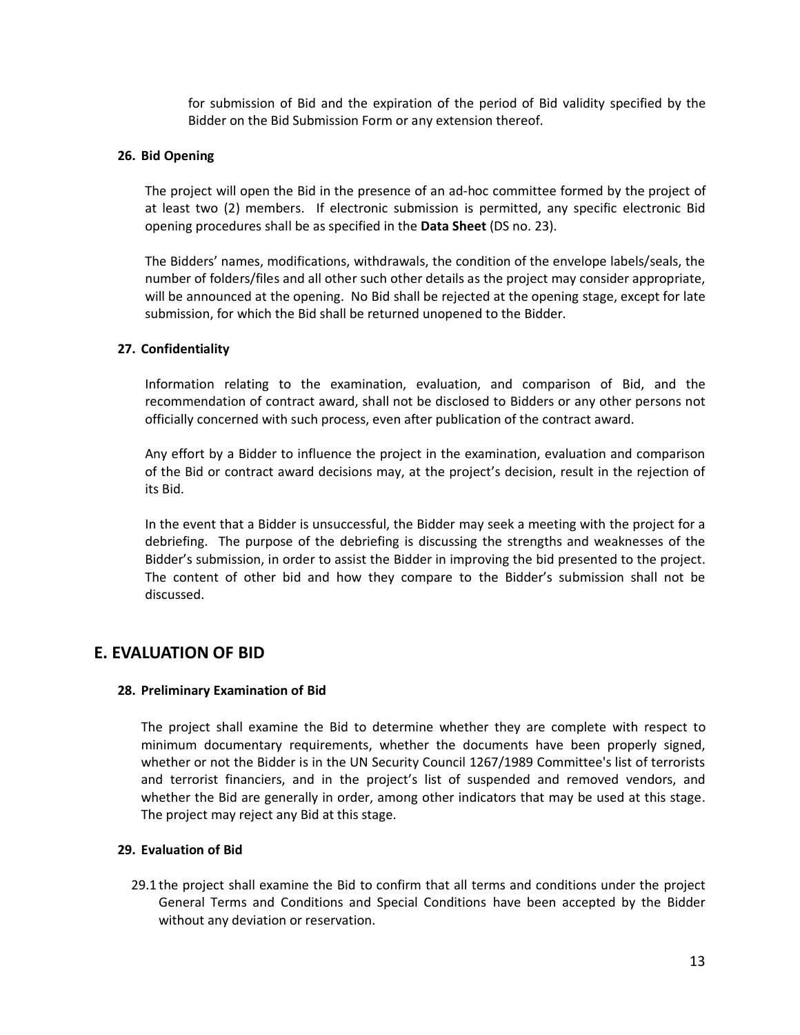for submission of Bid and the expiration of the period of Bid validity specified by the Bidder on the Bid Submission Form or any extension thereof.

### 26. Bid Opening

The project will open the Bid in the presence of an ad-hoc committee formed by the project of at least two (2) members. If electronic submission is permitted, any specific electronic Bid opening procedures shall be as specified in the **Data Sheet** (DS no. 23).

The Bidders' names, modifications, withdrawals, the condition of the envelope labels/seals, the number of folders/files and all other such other details as the project may consider appropriate, will be announced at the opening. No Bid shall be rejected at the opening stage, except for late submission, for which the Bid shall be returned unopened to the Bidder.

### 27. Confidentiality

Information relating to the examination, evaluation, and comparison of Bid, and the recommendation of contract award, shall not be disclosed to Bidders or any other persons not officially concerned with such process, even after publication of the contract award.

Any effort by a Bidder to influence the project in the examination, evaluation and comparison of the Bid or contract award decisions may, at the project's decision, result in the rejection of its Bid.

In the event that a Bidder is unsuccessful, the Bidder may seek a meeting with the project for a debriefing. The purpose of the debriefing is discussing the strengths and weaknesses of the Bidder's submission, in order to assist the Bidder in improving the bid presented to the project. The content of other bid and how they compare to the Bidder's submission shall not be discussed.

## E. EVALUATION OF BID

### 28. Preliminary Examination of Bid

The project shall examine the Bid to determine whether they are complete with respect to minimum documentary requirements, whether the documents have been properly signed, whether or not the Bidder is in the UN Security Council 1267/1989 Committee's list of terrorists and terrorist financiers, and in the project's list of suspended and removed vendors, and whether the Bid are generally in order, among other indicators that may be used at this stage. The project may reject any Bid at this stage.

### 29. Evaluation of Bid

29.1 the project shall examine the Bid to confirm that all terms and conditions under the project General Terms and Conditions and Special Conditions have been accepted by the Bidder without any deviation or reservation.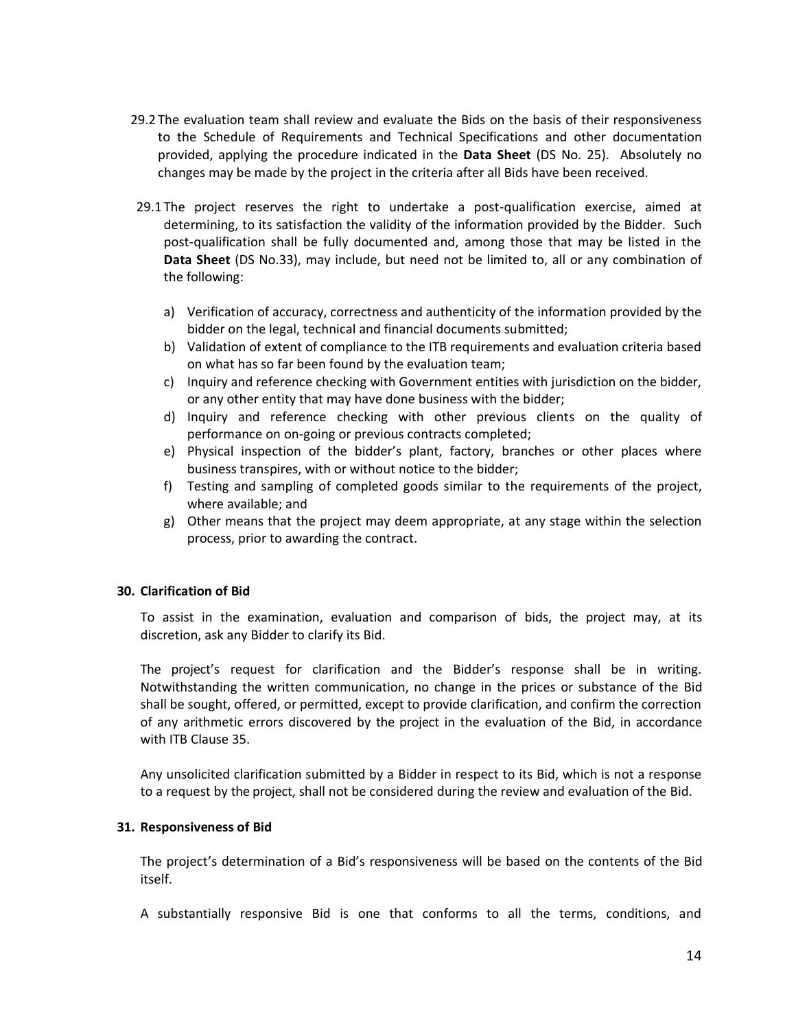29.2 The evaluation team shall review and evaluate the Bids on the basis of their responsiveness to the Schedule of Requirements and Technical Specifications and other documentation provided, applying the procedure indicated in the **Data Sheet** (DS No. 25). Absolutely no changes may be made by the project in the criteria after all Bids have been received.

29.1 The project reserves the right to undertake a post-qualification exercise, aimed at determining, to its satisfaction the validity of the information provided by the Bidder. Such post-qualification shall be fully documented and, among those that may be listed in the **Data Sheet** (DS No.33), may include, but need not be limited to, all or any combination of the following:

a) Verification of accuracy, correctness and authenticity of the information provided by the bidder on the legal, technical and financial documents submitted;
b) Validation of extent of compliance to the ITB requirements and evaluation criteria based on what has so far been found by the evaluation team;
c) Inquiry and reference checking with Government entities with jurisdiction on the bidder, or any other entity that may have done business with the bidder;
d) Inquiry and reference checking with other previous clients on the quality of performance on on-going or previous contracts completed;
e) Physical inspection of the bidder's plant, factory, branches or other places where business transpires, with or without notice to the bidder;
f) Testing and sampling of completed goods similar to the requirements of the project, where available; and
g) Other means that the project may deem appropriate, at any stage within the selection process, prior to awarding the contract.

## 30. Clarification of Bid

To assist in the examination, evaluation and comparison of bids, the project may, at its discretion, ask any Bidder to clarify its Bid.

The project's request for clarification and the Bidder's response shall be in writing. Notwithstanding the written communication, no change in the prices or substance of the Bid shall be sought, offered, or permitted, except to provide clarification, and confirm the correction of any arithmetic errors discovered by the project in the evaluation of the Bid, in accordance with ITB Clause 35.

Any unsolicited clarification submitted by a Bidder in respect to its Bid, which is not a response to a request by the project, shall not be considered during the review and evaluation of the Bid.

## 31. Responsiveness of Bid

The project's determination of a Bid's responsiveness will be based on the contents of the Bid itself.

A substantially responsive Bid is one that conforms to all the terms, conditions, and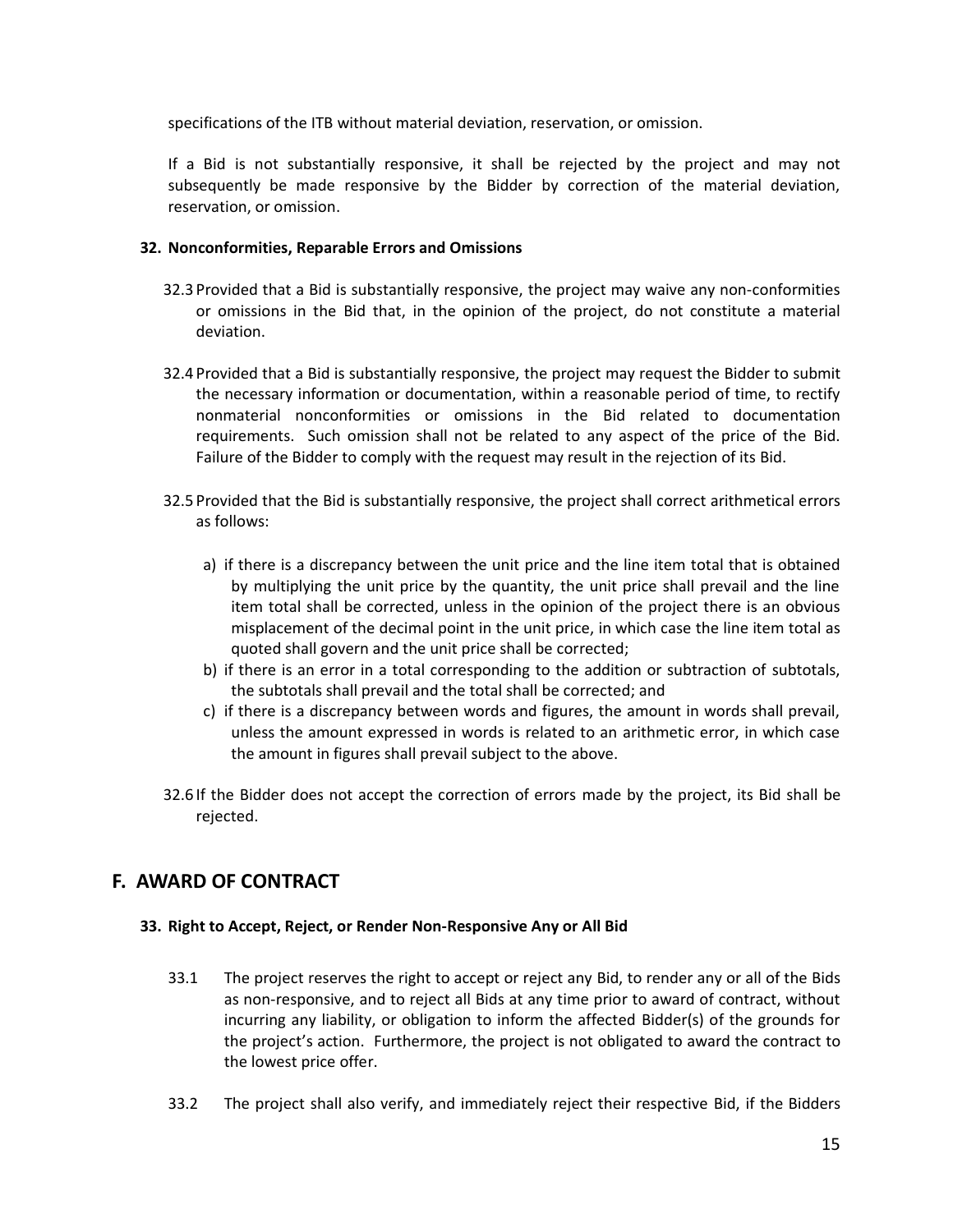specifications of the ITB without material deviation, reservation, or omission.

If a Bid is not substantially responsive, it shall be rejected by the project and may not subsequently be made responsive by the Bidder by correction of the material deviation, reservation, or omission.

#### 32. Nonconformities, Reparable Errors and Omissions

32.3 Provided that a Bid is substantially responsive, the project may waive any non-conformities or omissions in the Bid that, in the opinion of the project, do not constitute a material deviation.

32.4 Provided that a Bid is substantially responsive, the project may request the Bidder to submit the necessary information or documentation, within a reasonable period of time, to rectify nonmaterial nonconformities or omissions in the Bid related to documentation requirements. Such omission shall not be related to any aspect of the price of the Bid. Failure of the Bidder to comply with the request may result in the rejection of its Bid.

32.5 Provided that the Bid is substantially responsive, the project shall correct arithmetical errors as follows:

a) if there is a discrepancy between the unit price and the line item total that is obtained by multiplying the unit price by the quantity, the unit price shall prevail and the line item total shall be corrected, unless in the opinion of the project there is an obvious misplacement of the decimal point in the unit price, in which case the line item total as quoted shall govern and the unit price shall be corrected;
b) if there is an error in a total corresponding to the addition or subtraction of subtotals, the subtotals shall prevail and the total shall be corrected; and
c) if there is a discrepancy between words and figures, the amount in words shall prevail, unless the amount expressed in words is related to an arithmetic error, in which case the amount in figures shall prevail subject to the above.

32.6 If the Bidder does not accept the correction of errors made by the project, its Bid shall be rejected.

## F. AWARD OF CONTRACT

#### 33. Right to Accept, Reject, or Render Non-Responsive Any or All Bid

33.1 The project reserves the right to accept or reject any Bid, to render any or all of the Bids as non-responsive, and to reject all Bids at any time prior to award of contract, without incurring any liability, or obligation to inform the affected Bidder(s) of the grounds for the project's action. Furthermore, the project is not obligated to award the contract to the lowest price offer.

33.2 The project shall also verify, and immediately reject their respective Bid, if the Bidders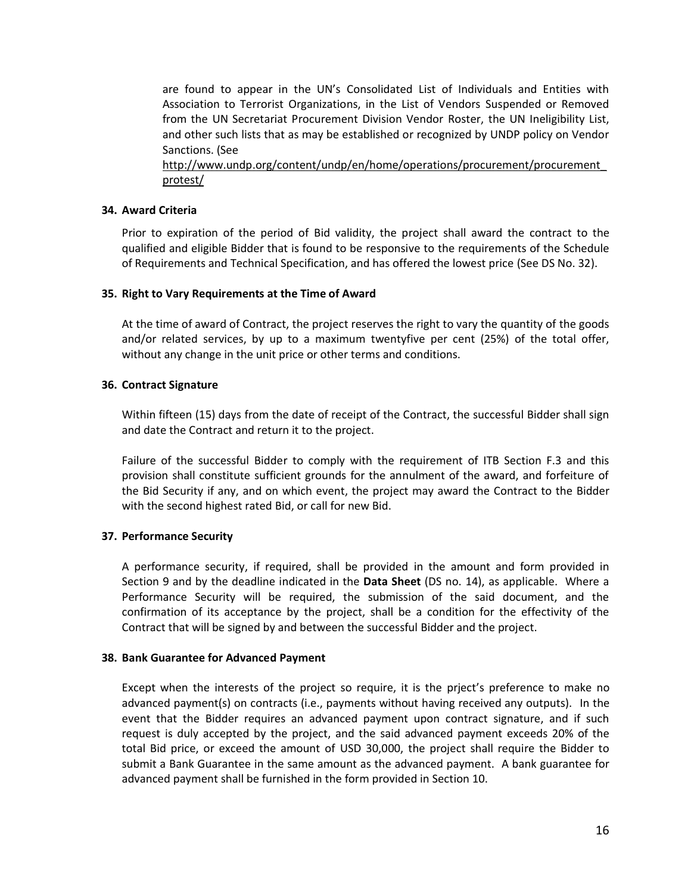are found to appear in the UN's Consolidated List of Individuals and Entities with Association to Terrorist Organizations, in the List of Vendors Suspended or Removed from the UN Secretariat Procurement Division Vendor Roster, the UN Ineligibility List, and other such lists that as may be established or recognized by UNDP policy on Vendor Sanctions. (See http://www.undp.org/content/undp/en/home/operations/procurement/procurement_protest/

**34. Award Criteria**

Prior to expiration of the period of Bid validity, the project shall award the contract to the qualified and eligible Bidder that is found to be responsive to the requirements of the Schedule of Requirements and Technical Specification, and has offered the lowest price (See DS No. 32).

**35. Right to Vary Requirements at the Time of Award**

At the time of award of Contract, the project reserves the right to vary the quantity of the goods and/or related services, by up to a maximum twentyfive per cent (25%) of the total offer, without any change in the unit price or other terms and conditions.

**36. Contract Signature**

Within fifteen (15) days from the date of receipt of the Contract, the successful Bidder shall sign and date the Contract and return it to the project.

Failure of the successful Bidder to comply with the requirement of ITB Section F.3 and this provision shall constitute sufficient grounds for the annulment of the award, and forfeiture of the Bid Security if any, and on which event, the project may award the Contract to the Bidder with the second highest rated Bid, or call for new Bid.

**37. Performance Security**

A performance security, if required, shall be provided in the amount and form provided in Section 9 and by the deadline indicated in the **Data Sheet** (DS no. 14), as applicable. Where a Performance Security will be required, the submission of the said document, and the confirmation of its acceptance by the project, shall be a condition for the effectivity of the Contract that will be signed by and between the successful Bidder and the project.

**38. Bank Guarantee for Advanced Payment**

Except when the interests of the project so require, it is the prject's preference to make no advanced payment(s) on contracts (i.e., payments without having received any outputs). In the event that the Bidder requires an advanced payment upon contract signature, and if such request is duly accepted by the project, and the said advanced payment exceeds 20% of the total Bid price, or exceed the amount of USD 30,000, the project shall require the Bidder to submit a Bank Guarantee in the same amount as the advanced payment. A bank guarantee for advanced payment shall be furnished in the form provided in Section 10.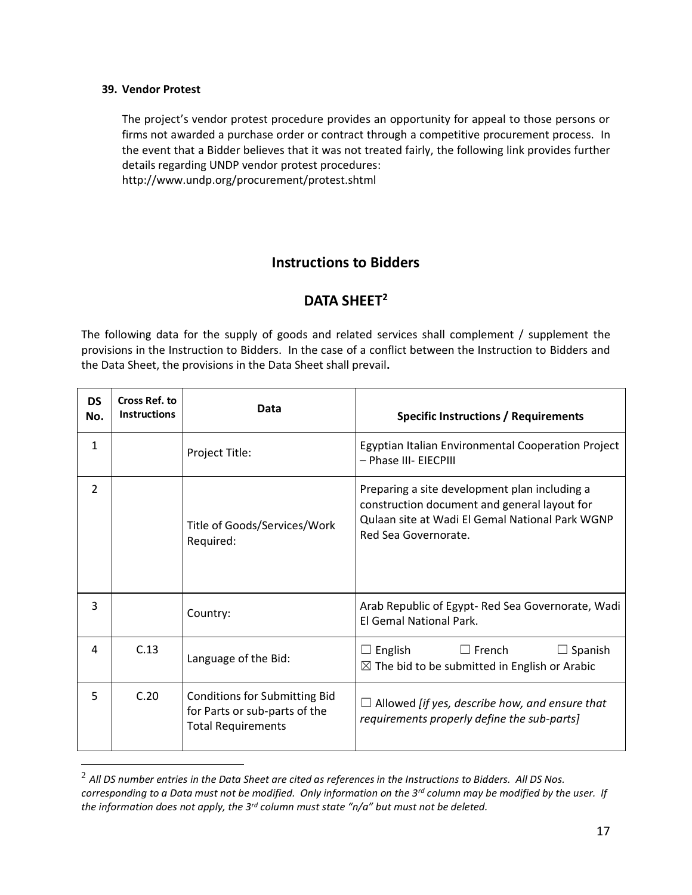### 39. Vendor Protest

The project's vendor protest procedure provides an opportunity for appeal to those persons or firms not awarded a purchase order or contract through a competitive procurement process. In the event that a Bidder believes that it was not treated fairly, the following link provides further details regarding UNDP vendor protest procedures:
http://www.undp.org/procurement/protest.shtml

## Instructions to Bidders

## DATA SHEET[2]

The following data for the supply of goods and related services shall complement / supplement the provisions in the Instruction to Bidders. In the case of a conflict between the Instruction to Bidders and the Data Sheet, the provisions in the Data Sheet shall prevail**.**

| DS No. | Cross Ref. to Instructions | Data | Specific Instructions / Requirements |
|---|---|---|---|
| 1 | | Project Title: | Egyptian Italian Environmental Cooperation Project – Phase III- EIECPIII |
| 2 | | Title of Goods/Services/Work Required: | Preparing a site development plan including a construction document and general layout for Qulaan site at Wadi El Gemal National Park WGNP Red Sea Governorate. |
| 3 | | Country: | Arab Republic of Egypt- Red Sea Governorate, Wadi El Gemal National Park. |
| 4 | C.13 | Language of the Bid: | ☐ English ☐ French ☐ Spanish<br>☒ The bid to be submitted in English or Arabic |
| 5 | C.20 | Conditions for Submitting Bid for Parts or sub-parts of the Total Requirements | ☐ Allowed *[if yes, describe how, and ensure that requirements properly define the sub-parts]* |

[2] *All DS number entries in the Data Sheet are cited as references in the Instructions to Bidders. All DS Nos. corresponding to a Data must not be modified. Only information on the 3rd column may be modified by the user. If the information does not apply, the 3rd column must state "n/a" but must not be deleted.*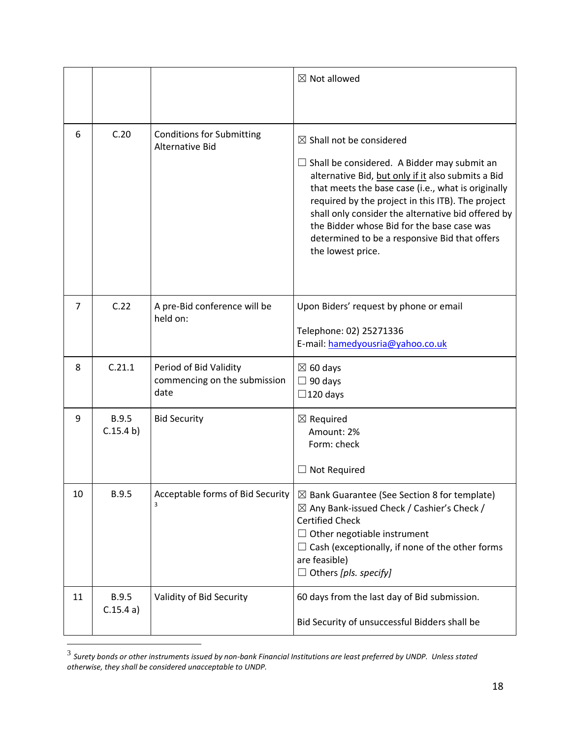| | | | |
|---|---|---|---|
| | | | ☒ Not allowed |
| 6 | C.20 | Conditions for Submitting Alternative Bid | ☒ Shall not be considered<br><br>☐ Shall be considered. A Bidder may submit an alternative Bid, <u>but only if it</u> also submits a Bid that meets the base case (i.e., what is originally required by the project in this ITB). The project shall only consider the alternative bid offered by the Bidder whose Bid for the base case was determined to be a responsive Bid that offers the lowest price. |
| 7 | C.22 | A pre-Bid conference will be held on: | Upon Biders' request by phone or email<br><br>Telephone: 02) 25271336<br>E-mail: hamedyousria@yahoo.co.uk |
| 8 | C.21.1 | Period of Bid Validity commencing on the submission date | ☒ 60 days<br>☐ 90 days<br>☐120 days |
| 9 | B.9.5<br>C.15.4 b) | Bid Security | ☒ Required<br>Amount: 2%<br>Form: check<br><br>☐ Not Required |
| 10 | B.9.5 | Acceptable forms of Bid Security [3] | ☒ Bank Guarantee (See Section 8 for template)<br>☒ Any Bank-issued Check / Cashier's Check / Certified Check<br>☐ Other negotiable instrument<br>☐ Cash (exceptionally, if none of the other forms are feasible)<br>☐ Others *[pls. specify]* |
| 11 | B.9.5<br>C.15.4 a) | Validity of Bid Security | 60 days from the last day of Bid submission.<br><br>Bid Security of unsuccessful Bidders shall be |

[3] *Surety bonds or other instruments issued by non-bank Financial Institutions are least preferred by UNDP. Unless stated otherwise, they shall be considered unacceptable to UNDP.*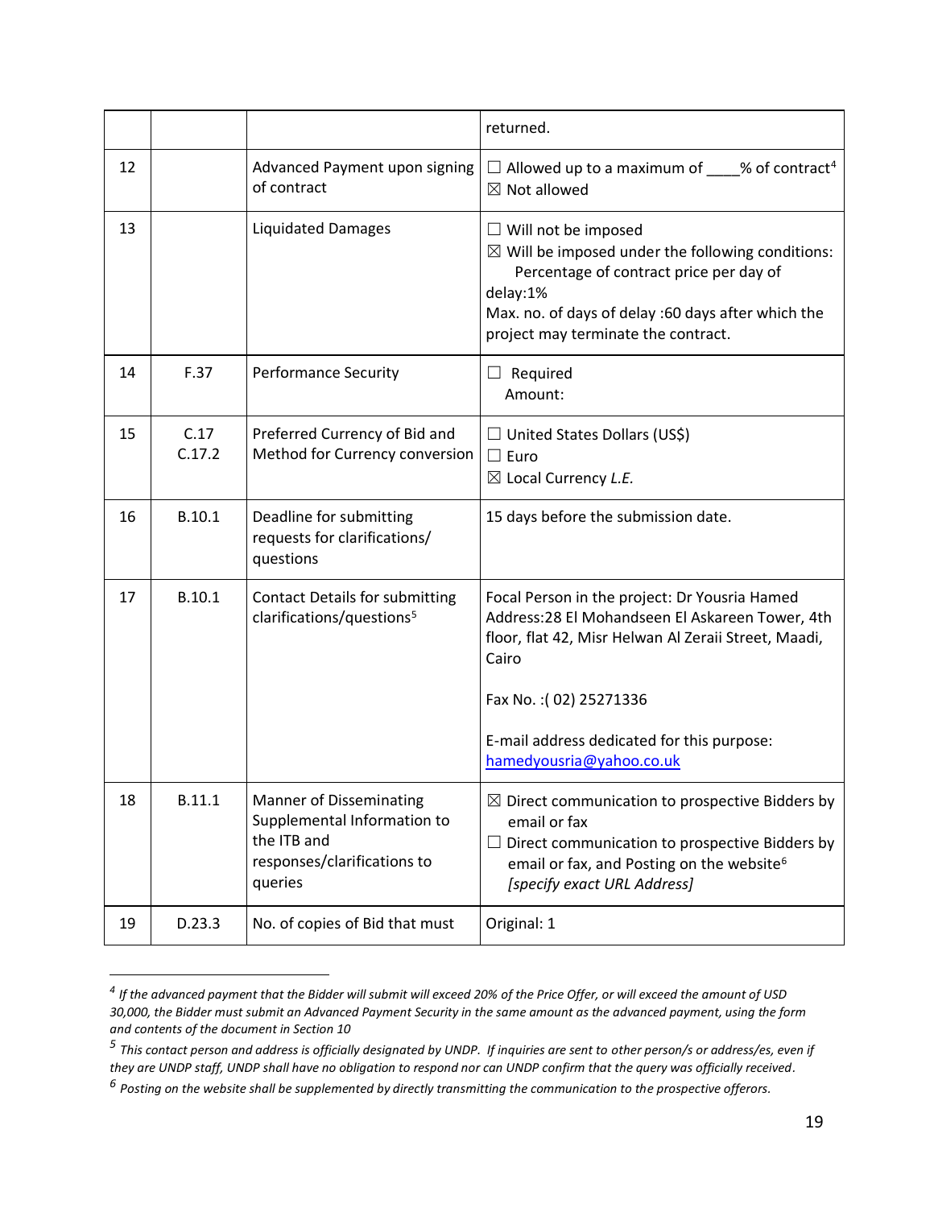| | | | |
|---|---|---|---|
| | | | returned. |
| 12 | | Advanced Payment upon signing of contract | ☐ Allowed up to a maximum of ____% of contract[4]<br>☒ Not allowed |
| 13 | | Liquidated Damages | ☐ Will not be imposed<br>☒ Will be imposed under the following conditions: Percentage of contract price per day of delay:1%<br>Max. no. of days of delay :60 days after which the project may terminate the contract. |
| 14 | F.37 | Performance Security | ☐ Required<br>Amount: |
| 15 | C.17<br>C.17.2 | Preferred Currency of Bid and Method for Currency conversion | ☐ United States Dollars (US$)<br>☐ Euro<br>☒ Local Currency *L.E.* |
| 16 | B.10.1 | Deadline for submitting requests for clarifications/ questions | 15 days before the submission date. |
| 17 | B.10.1 | Contact Details for submitting clarifications/questions[5] | Focal Person in the project: Dr Yousria Hamed<br>Address:28 El Mohandseen El Askareen Tower, 4th floor, flat 42, Misr Helwan Al Zeraii Street, Maadi, Cairo<br><br>Fax No. :( 02) 25271336<br><br>E-mail address dedicated for this purpose: hamedyousria@yahoo.co.uk |
| 18 | B.11.1 | Manner of Disseminating Supplemental Information to the ITB and responses/clarifications to queries | ☒ Direct communication to prospective Bidders by email or fax<br>☐ Direct communication to prospective Bidders by email or fax, and Posting on the website[6] *[specify exact URL Address]* |
| 19 | D.23.3 | No. of copies of Bid that must | Original: 1 |

---

[4] *If the advanced payment that the Bidder will submit will exceed 20% of the Price Offer, or will exceed the amount of USD 30,000, the Bidder must submit an Advanced Payment Security in the same amount as the advanced payment, using the form and contents of the document in Section 10*

[5] *This contact person and address is officially designated by UNDP. If inquiries are sent to other person/s or address/es, even if they are UNDP staff, UNDP shall have no obligation to respond nor can UNDP confirm that the query was officially received.*

[6] *Posting on the website shall be supplemented by directly transmitting the communication to the prospective offerors.*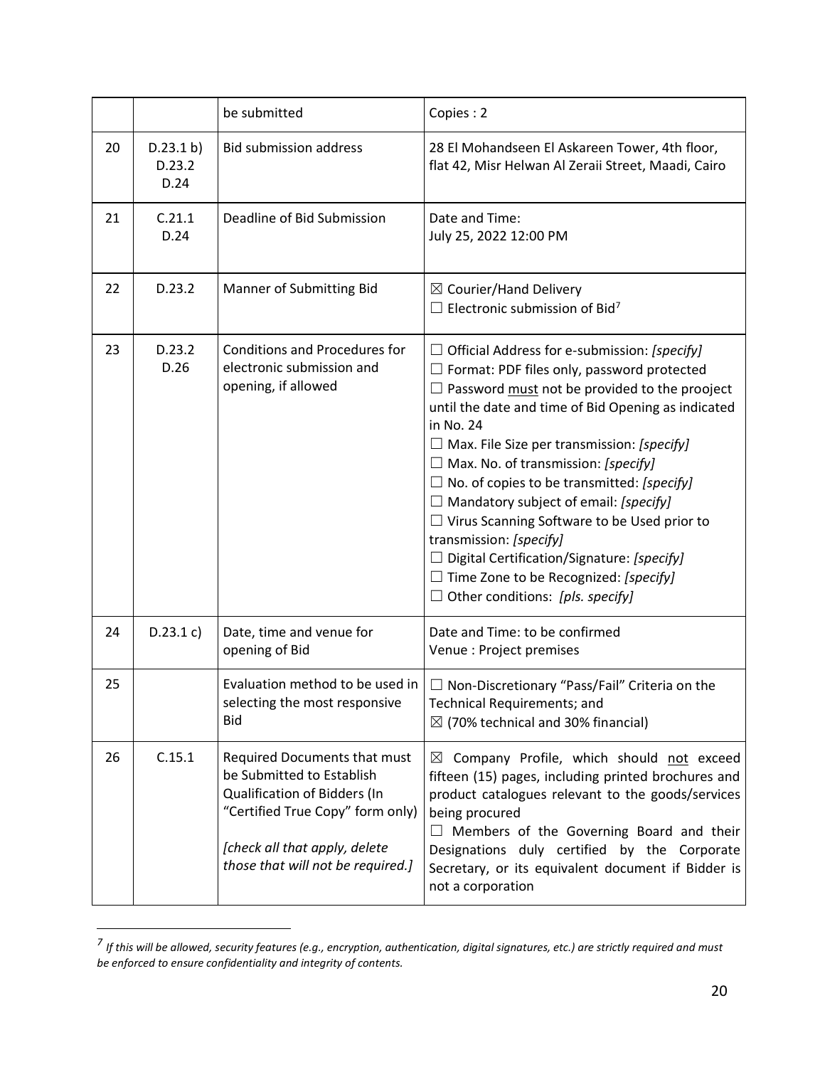|  |  | be submitted | Copies : 2 |
|---|---|---|---|
| 20 | D.23.1 b)<br>D.23.2<br>D.24 | Bid submission address | 28 El Mohandseen El Askareen Tower, 4th floor, flat 42, Misr Helwan Al Zeraii Street, Maadi, Cairo |
| 21 | C.21.1<br>D.24 | Deadline of Bid Submission | Date and Time:<br>July 25, 2022 12:00 PM |
| 22 | D.23.2 | Manner of Submitting Bid | ☒ Courier/Hand Delivery<br>☐ Electronic submission of Bid[7] |
| 23 | D.23.2<br>D.26 | Conditions and Procedures for electronic submission and opening, if allowed | ☐ Official Address for e-submission: *[specify]*<br>☐ Format: PDF files only, password protected<br>☐ Password <u>must</u> not be provided to the prooject until the date and time of Bid Opening as indicated in No. 24<br>☐ Max. File Size per transmission: *[specify]*<br>☐ Max. No. of transmission: *[specify]*<br>☐ No. of copies to be transmitted: *[specify]*<br>☐ Mandatory subject of email: *[specify]*<br>☐ Virus Scanning Software to be Used prior to transmission: *[specify]*<br>☐ Digital Certification/Signature: *[specify]*<br>☐ Time Zone to be Recognized: *[specify]*<br>☐ Other conditions: *[pls. specify]* |
| 24 | D.23.1 c) | Date, time and venue for opening of Bid | Date and Time: to be confirmed<br>Venue : Project premises |
| 25 |  | Evaluation method to be used in selecting the most responsive Bid | ☐ Non-Discretionary "Pass/Fail" Criteria on the Technical Requirements; and<br>☒ (70% technical and 30% financial) |
| 26 | C.15.1 | Required Documents that must be Submitted to Establish Qualification of Bidders (In "Certified True Copy" form only)<br><br>*[check all that apply, delete those that will not be required.]* | ☒ Company Profile, which should <u>not</u> exceed fifteen (15) pages, including printed brochures and product catalogues relevant to the goods/services being procured<br>☐ Members of the Governing Board and their Designations duly certified by the Corporate Secretary, or its equivalent document if Bidder is not a corporation |

[7] *If this will be allowed, security features (e.g., encryption, authentication, digital signatures, etc.) are strictly required and must be enforced to ensure confidentiality and integrity of contents.*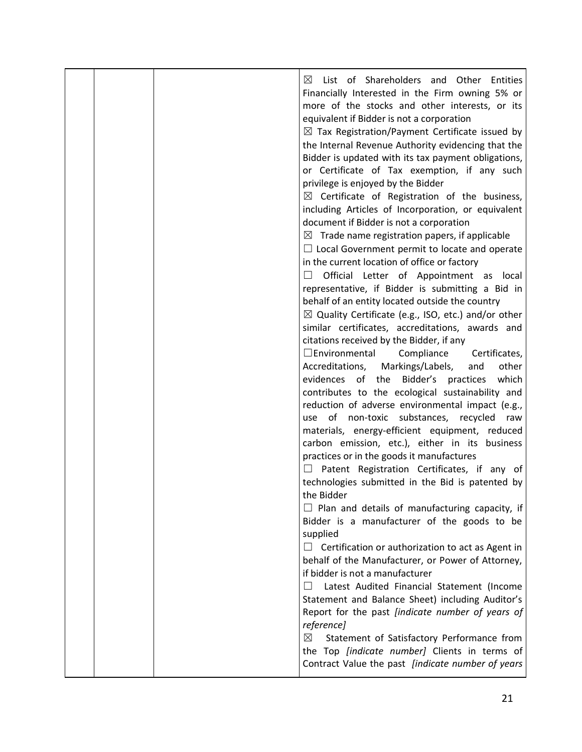| | | | |
|---|---|---|---|
| | | | ☒ List of Shareholders and Other Entities Financially Interested in the Firm owning 5% or more of the stocks and other interests, or its equivalent if Bidder is not a corporation<br>☒ Tax Registration/Payment Certificate issued by the Internal Revenue Authority evidencing that the Bidder is updated with its tax payment obligations, or Certificate of Tax exemption, if any such privilege is enjoyed by the Bidder<br>☒ Certificate of Registration of the business, including Articles of Incorporation, or equivalent document if Bidder is not a corporation<br>☒ Trade name registration papers, if applicable<br>☐ Local Government permit to locate and operate in the current location of office or factory<br>☐ Official Letter of Appointment as local representative, if Bidder is submitting a Bid in behalf of an entity located outside the country<br>☒ Quality Certificate (e.g., ISO, etc.) and/or other similar certificates, accreditations, awards and citations received by the Bidder, if any<br>☐Environmental Compliance Certificates, Accreditations, Markings/Labels, and other evidences of the Bidder's practices which contributes to the ecological sustainability and reduction of adverse environmental impact (e.g., use of non-toxic substances, recycled raw materials, energy-efficient equipment, reduced carbon emission, etc.), either in its business practices or in the goods it manufactures<br>☐ Patent Registration Certificates, if any of technologies submitted in the Bid is patented by the Bidder<br>☐ Plan and details of manufacturing capacity, if Bidder is a manufacturer of the goods to be supplied<br>☐ Certification or authorization to act as Agent in behalf of the Manufacturer, or Power of Attorney, if bidder is not a manufacturer<br>☐ Latest Audited Financial Statement (Income Statement and Balance Sheet) including Auditor's Report for the past *[indicate number of years of reference]*<br>☒ Statement of Satisfactory Performance from the Top *[indicate number]* Clients in terms of Contract Value the past *[indicate number of years* |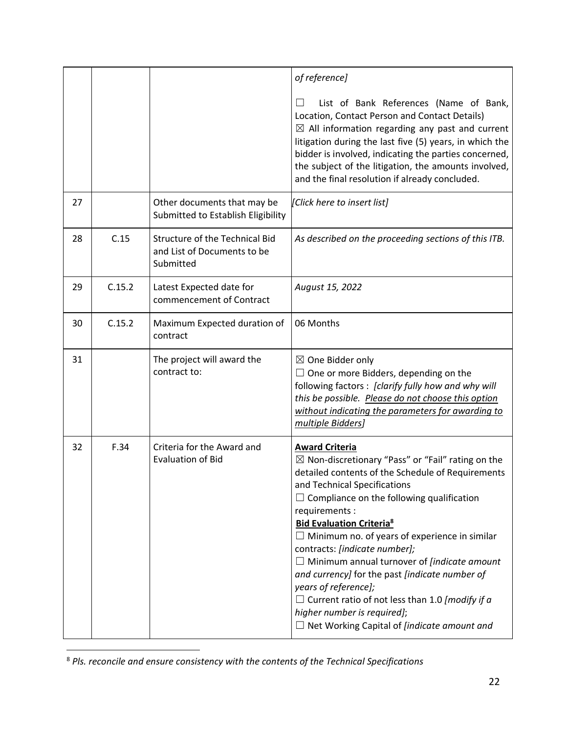| | | | |
|---|---|---|---|
| | | | *of reference]*<br><br>☐ List of Bank References (Name of Bank, Location, Contact Person and Contact Details)<br>☒ All information regarding any past and current litigation during the last five (5) years, in which the bidder is involved, indicating the parties concerned, the subject of the litigation, the amounts involved, and the final resolution if already concluded. |
| 27 | | Other documents that may be Submitted to Establish Eligibility | *[Click here to insert list]* |
| 28 | C.15 | Structure of the Technical Bid and List of Documents to be Submitted | *As described on the proceeding sections of this ITB.* |
| 29 | C.15.2 | Latest Expected date for commencement of Contract | *August 15, 2022* |
| 30 | C.15.2 | Maximum Expected duration of contract | 06 Months |
| 31 | | The project will award the contract to: | ☒ One Bidder only<br>☐ One or more Bidders, depending on the following factors : *[clarify fully how and why will this be possible. Please do not choose this option without indicating the parameters for awarding to multiple Bidders]* |
| 32 | F.34 | Criteria for the Award and Evaluation of Bid | **Award Criteria**<br>☒ Non-discretionary "Pass" or "Fail" rating on the detailed contents of the Schedule of Requirements and Technical Specifications<br>☐ Compliance on the following qualification requirements :<br>**Bid Evaluation Criteria**[8]<br>☐ Minimum no. of years of experience in similar contracts: *[indicate number];*<br>☐ Minimum annual turnover of *[indicate amount and currency]* for the past *[indicate number of years of reference];*<br>☐ Current ratio of not less than 1.0 *[modify if a higher number is required]*;<br>☐ Net Working Capital of *[indicate amount and* |

[8] *Pls. reconcile and ensure consistency with the contents of the Technical Specifications*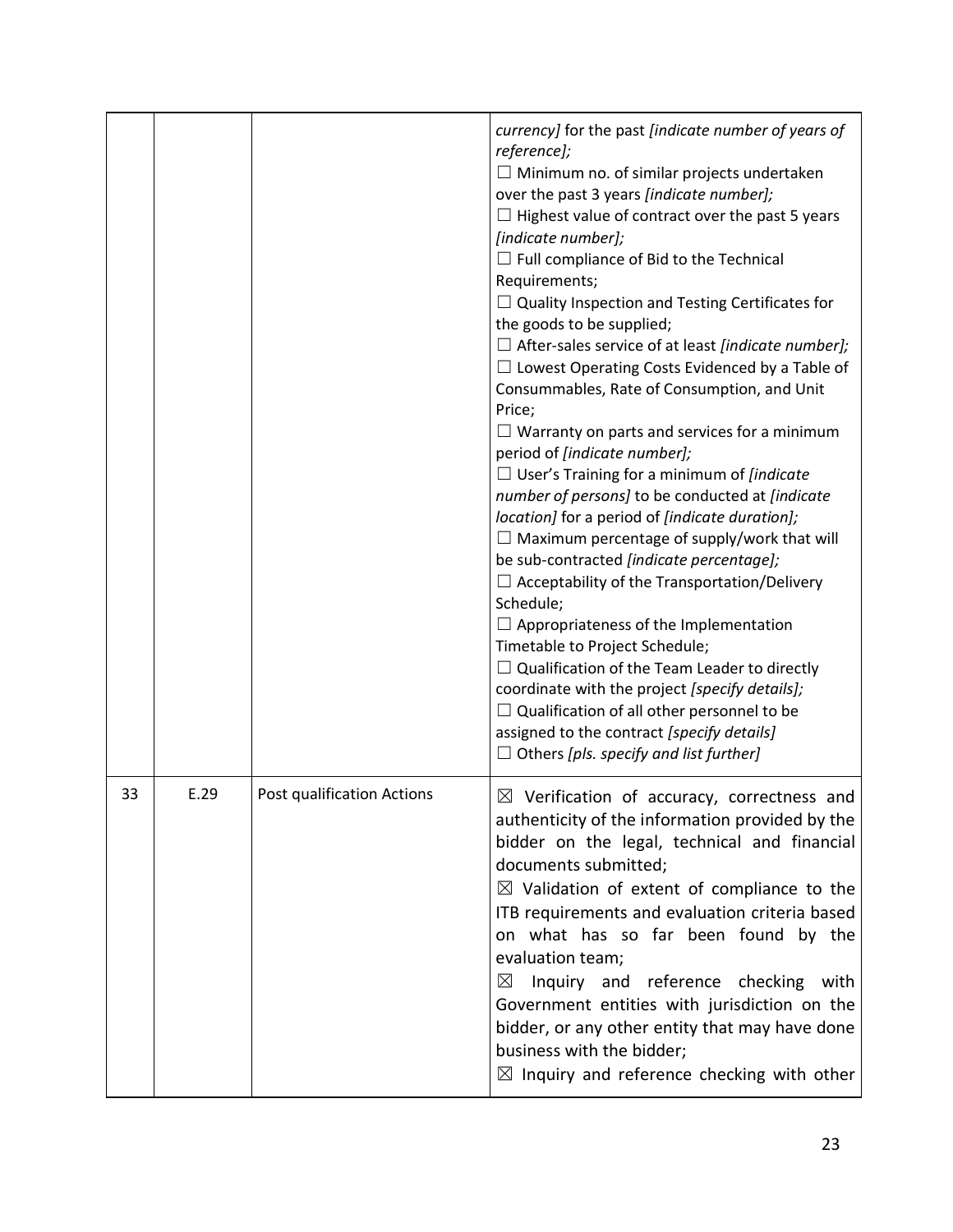| | | | |
|---|---|---|---|
| | | | *currency]* for the past *[indicate number of years of reference];*<br>☐ Minimum no. of similar projects undertaken over the past 3 years *[indicate number];*<br>☐ Highest value of contract over the past 5 years *[indicate number];*<br>☐ Full compliance of Bid to the Technical Requirements;<br>☐ Quality Inspection and Testing Certificates for the goods to be supplied;<br>☐ After-sales service of at least *[indicate number];*<br>☐ Lowest Operating Costs Evidenced by a Table of Consummables, Rate of Consumption, and Unit Price;<br>☐ Warranty on parts and services for a minimum period of *[indicate number];*<br>☐ User's Training for a minimum of *[indicate number of persons]* to be conducted at *[indicate location]* for a period of *[indicate duration];*<br>☐ Maximum percentage of supply/work that will be sub-contracted *[indicate percentage];*<br>☐ Acceptability of the Transportation/Delivery Schedule;<br>☐ Appropriateness of the Implementation Timetable to Project Schedule;<br>☐ Qualification of the Team Leader to directly coordinate with the project *[specify details];*<br>☐ Qualification of all other personnel to be assigned to the contract *[specify details]*<br>☐ Others *[pls. specify and list further]* |
| 33 | E.29 | Post qualification Actions | ☒ Verification of accuracy, correctness and authenticity of the information provided by the bidder on the legal, technical and financial documents submitted;<br>☒ Validation of extent of compliance to the ITB requirements and evaluation criteria based on what has so far been found by the evaluation team;<br>☒ Inquiry and reference checking with Government entities with jurisdiction on the bidder, or any other entity that may have done business with the bidder;<br>☒ Inquiry and reference checking with other |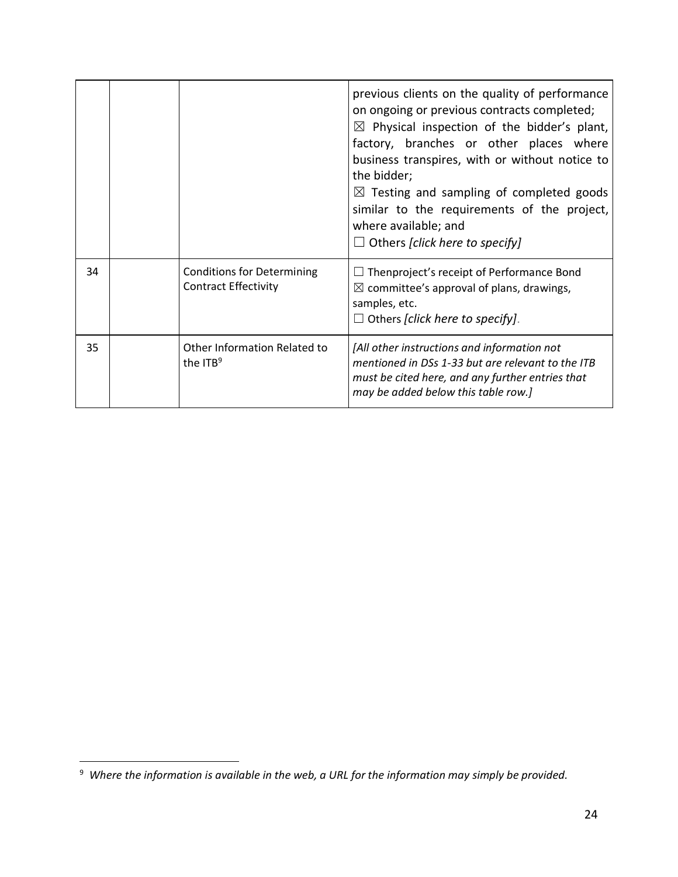| | | | |
|---|---|---|---|
| | | | previous clients on the quality of performance on ongoing or previous contracts completed;<br>☒ Physical inspection of the bidder's plant, factory, branches or other places where business transpires, with or without notice to the bidder;<br>☒ Testing and sampling of completed goods similar to the requirements of the project, where available; and<br>☐ Others *[click here to specify]* |
| 34 | | Conditions for Determining Contract Effectivity | ☐ Thenproject's receipt of Performance Bond<br>☒ committee's approval of plans, drawings, samples, etc.<br>☐ Others *[click here to specify]*. |
| 35 | | Other Information Related to the ITB[9] | *[All other instructions and information not mentioned in DSs 1-33 but are relevant to the ITB must be cited here, and any further entries that may be added below this table row.]* |

[9] *Where the information is available in the web, a URL for the information may simply be provided.*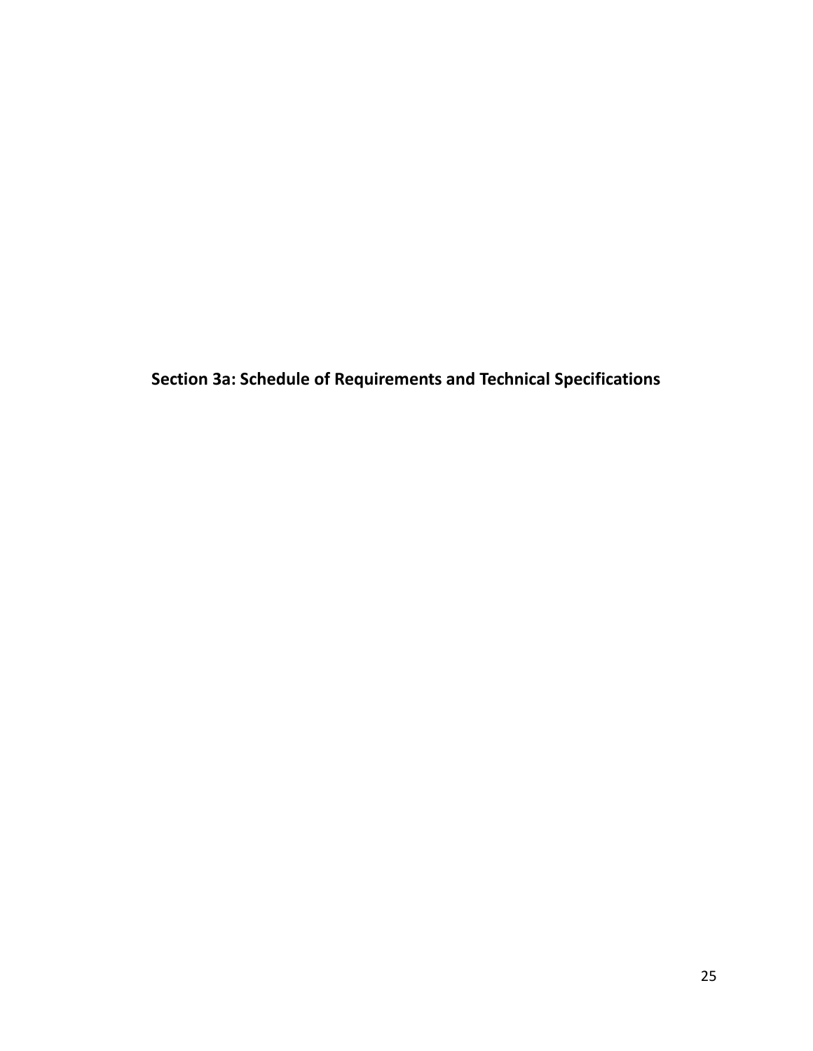# Section 3a: Schedule of Requirements and Technical Specifications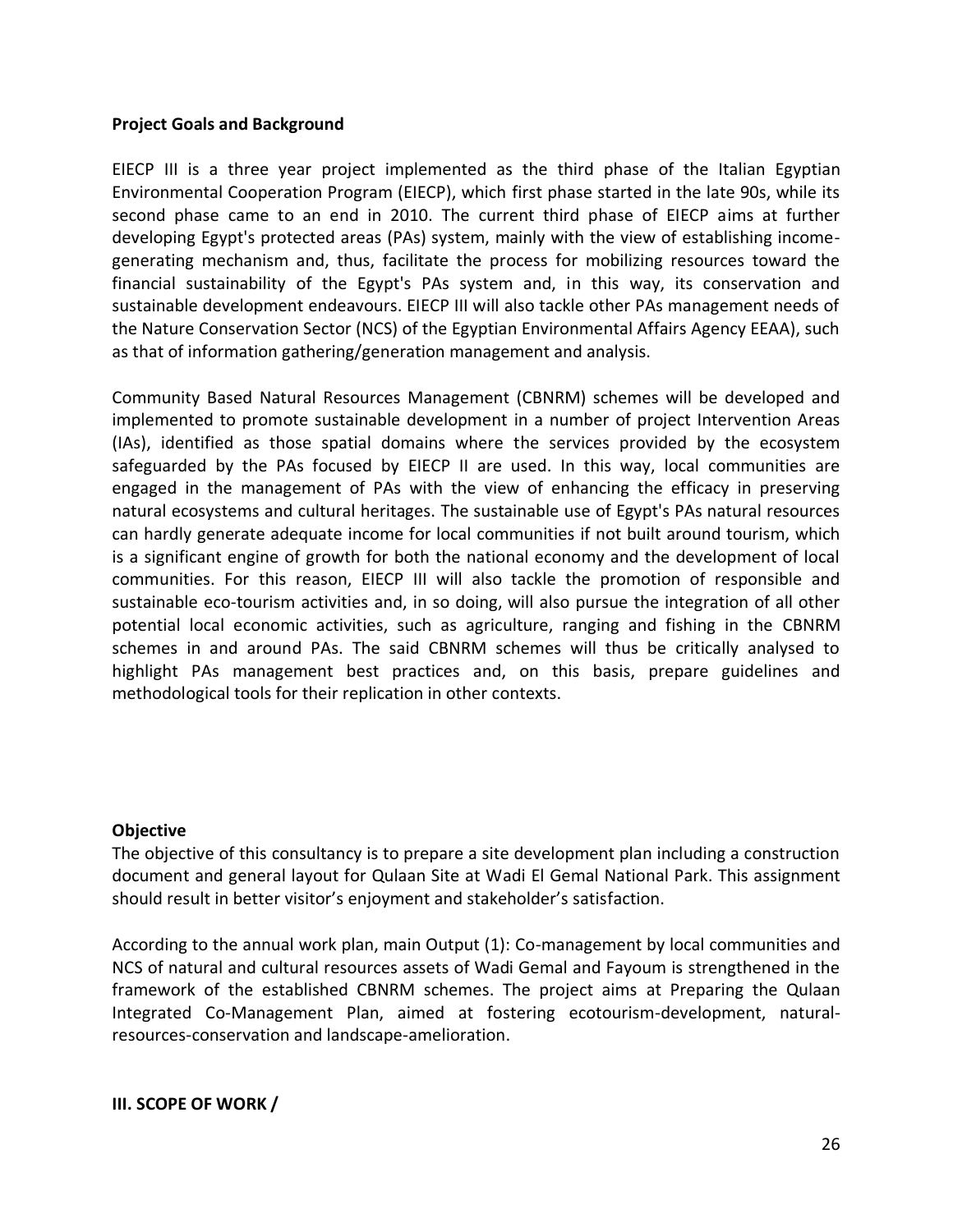**Project Goals and Background**

EIECP III is a three year project implemented as the third phase of the Italian Egyptian Environmental Cooperation Program (EIECP), which first phase started in the late 90s, while its second phase came to an end in 2010. The current third phase of EIECP aims at further developing Egypt's protected areas (PAs) system, mainly with the view of establishing income-generating mechanism and, thus, facilitate the process for mobilizing resources toward the financial sustainability of the Egypt's PAs system and, in this way, its conservation and sustainable development endeavours. EIECP III will also tackle other PAs management needs of the Nature Conservation Sector (NCS) of the Egyptian Environmental Affairs Agency EEAA), such as that of information gathering/generation management and analysis.

Community Based Natural Resources Management (CBNRM) schemes will be developed and implemented to promote sustainable development in a number of project Intervention Areas (IAs), identified as those spatial domains where the services provided by the ecosystem safeguarded by the PAs focused by EIECP II are used. In this way, local communities are engaged in the management of PAs with the view of enhancing the efficacy in preserving natural ecosystems and cultural heritages. The sustainable use of Egypt's PAs natural resources can hardly generate adequate income for local communities if not built around tourism, which is a significant engine of growth for both the national economy and the development of local communities. For this reason, EIECP III will also tackle the promotion of responsible and sustainable eco-tourism activities and, in so doing, will also pursue the integration of all other potential local economic activities, such as agriculture, ranging and fishing in the CBNRM schemes in and around PAs. The said CBNRM schemes will thus be critically analysed to highlight PAs management best practices and, on this basis, prepare guidelines and methodological tools for their replication in other contexts.

**Objective**

The objective of this consultancy is to prepare a site development plan including a construction document and general layout for Qulaan Site at Wadi El Gemal National Park. This assignment should result in better visitor's enjoyment and stakeholder's satisfaction.

According to the annual work plan, main Output (1): Co-management by local communities and NCS of natural and cultural resources assets of Wadi Gemal and Fayoum is strengthened in the framework of the established CBNRM schemes. The project aims at Preparing the Qulaan Integrated Co-Management Plan, aimed at fostering ecotourism-development, natural-resources-conservation and landscape-amelioration.

**III. SCOPE OF WORK /**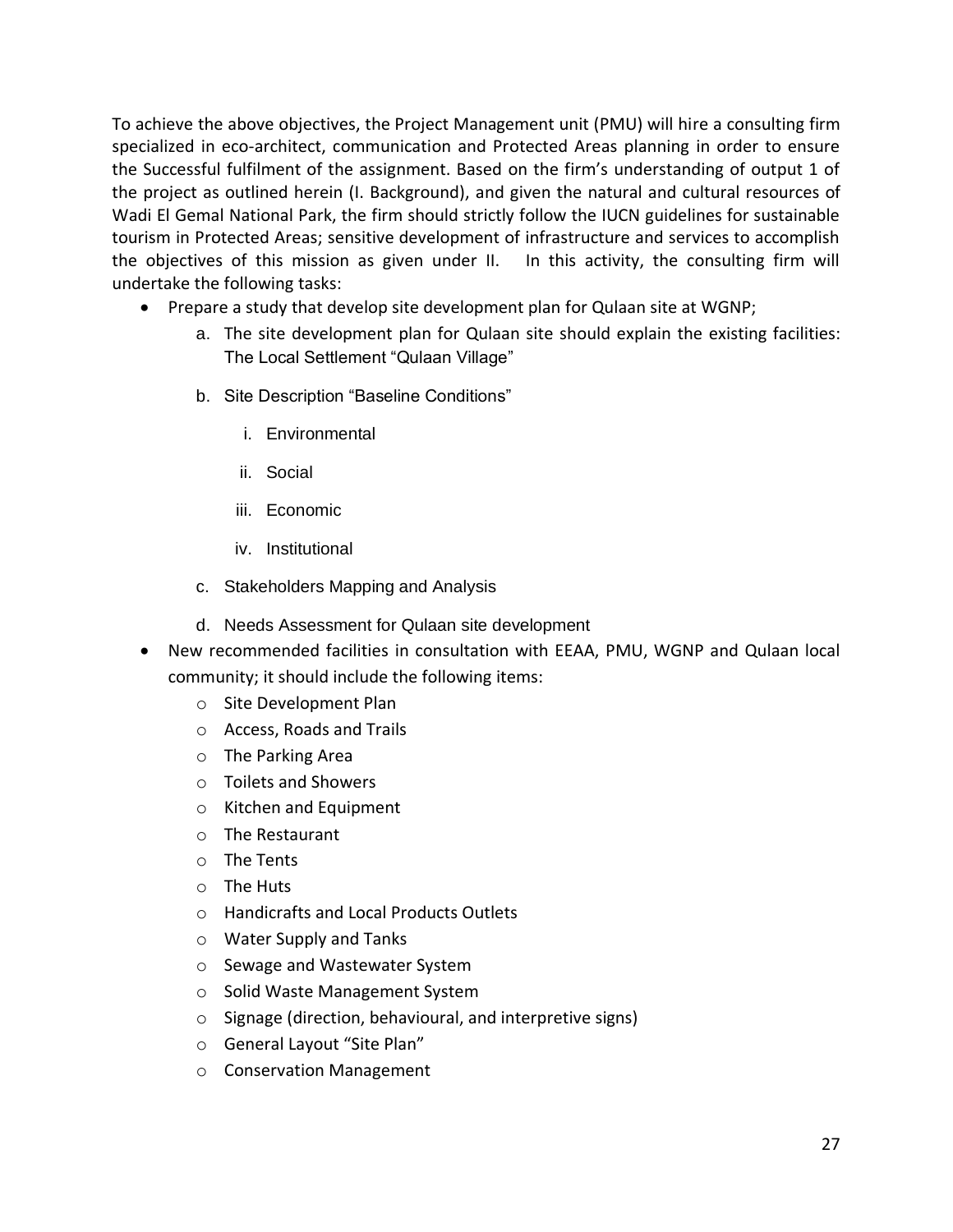To achieve the above objectives, the Project Management unit (PMU) will hire a consulting firm specialized in eco-architect, communication and Protected Areas planning in order to ensure the Successful fulfilment of the assignment. Based on the firm's understanding of output 1 of the project as outlined herein (I. Background), and given the natural and cultural resources of Wadi El Gemal National Park, the firm should strictly follow the IUCN guidelines for sustainable tourism in Protected Areas; sensitive development of infrastructure and services to accomplish the objectives of this mission as given under II. In this activity, the consulting firm will undertake the following tasks:

- Prepare a study that develop site development plan for Qulaan site at WGNP;
    a. The site development plan for Qulaan site should explain the existing facilities: The Local Settlement "Qulaan Village"
    b. Site Description "Baseline Conditions"
        i. Environmental
        ii. Social
        iii. Economic
        iv. Institutional
    c. Stakeholders Mapping and Analysis
    d. Needs Assessment for Qulaan site development
- New recommended facilities in consultation with EEAA, PMU, WGNP and Qulaan local community; it should include the following items:
    - Site Development Plan
    - Access, Roads and Trails
    - The Parking Area
    - Toilets and Showers
    - Kitchen and Equipment
    - The Restaurant
    - The Tents
    - The Huts
    - Handicrafts and Local Products Outlets
    - Water Supply and Tanks
    - Sewage and Wastewater System
    - Solid Waste Management System
    - Signage (direction, behavioural, and interpretive signs)
    - General Layout "Site Plan"
    - Conservation Management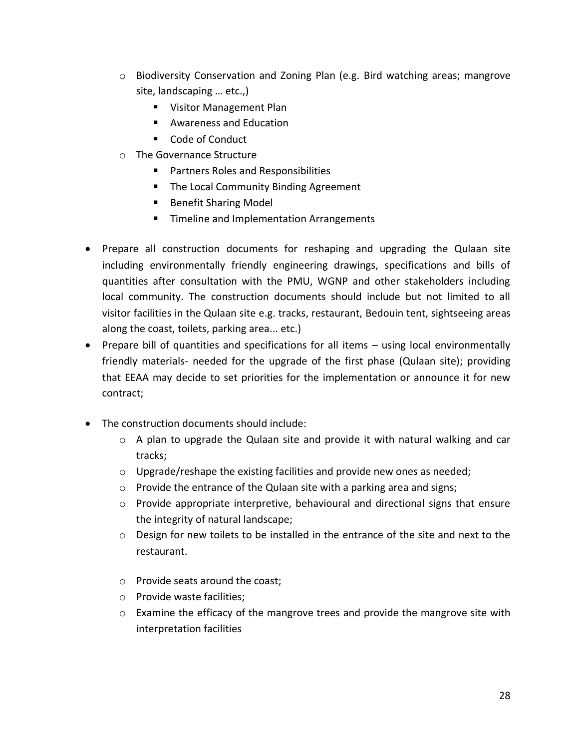- Biodiversity Conservation and Zoning Plan (e.g. Bird watching areas; mangrove site, landscaping … etc.,)
    - Visitor Management Plan
    - Awareness and Education
    - Code of Conduct
  - The Governance Structure
    - Partners Roles and Responsibilities
    - The Local Community Binding Agreement
    - Benefit Sharing Model
    - Timeline and Implementation Arrangements

- Prepare all construction documents for reshaping and upgrading the Qulaan site including environmentally friendly engineering drawings, specifications and bills of quantities after consultation with the PMU, WGNP and other stakeholders including local community. The construction documents should include but not limited to all visitor facilities in the Qulaan site e.g. tracks, restaurant, Bedouin tent, sightseeing areas along the coast, toilets, parking area... etc.)
- Prepare bill of quantities and specifications for all items – using local environmentally friendly materials- needed for the upgrade of the first phase (Qulaan site); providing that EEAA may decide to set priorities for the implementation or announce it for new contract;

- The construction documents should include:
  - A plan to upgrade the Qulaan site and provide it with natural walking and car tracks;
  - Upgrade/reshape the existing facilities and provide new ones as needed;
  - Provide the entrance of the Qulaan site with a parking area and signs;
  - Provide appropriate interpretive, behavioural and directional signs that ensure the integrity of natural landscape;
  - Design for new toilets to be installed in the entrance of the site and next to the restaurant.

  - Provide seats around the coast;
  - Provide waste facilities;
  - Examine the efficacy of the mangrove trees and provide the mangrove site with interpretation facilities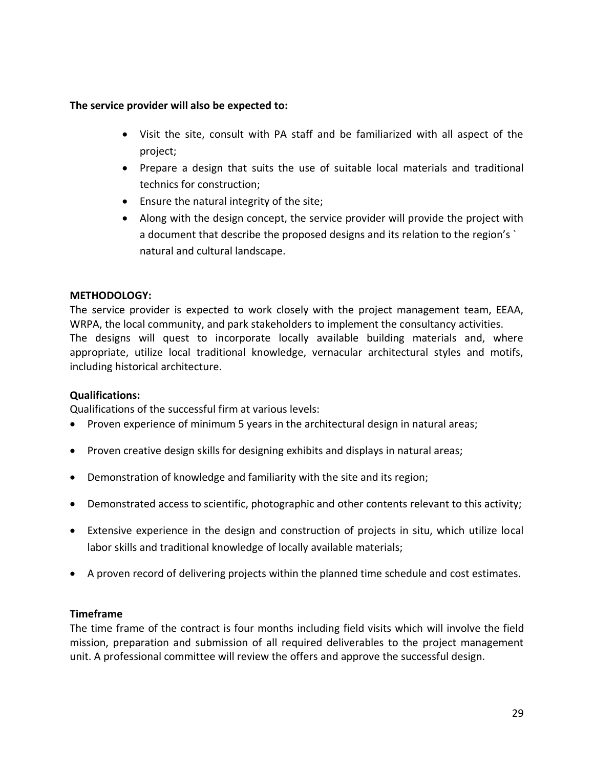**The service provider will also be expected to:**

- Visit the site, consult with PA staff and be familiarized with all aspect of the project;
- Prepare a design that suits the use of suitable local materials and traditional technics for construction;
- Ensure the natural integrity of the site;
- Along with the design concept, the service provider will provide the project with a document that describe the proposed designs and its relation to the region's ` natural and cultural landscape.

**METHODOLOGY:**

The service provider is expected to work closely with the project management team, EEAA, WRPA, the local community, and park stakeholders to implement the consultancy activities.
The designs will quest to incorporate locally available building materials and, where appropriate, utilize local traditional knowledge, vernacular architectural styles and motifs, including historical architecture.

**Qualifications:**

Qualifications of the successful firm at various levels:

- Proven experience of minimum 5 years in the architectural design in natural areas;
- Proven creative design skills for designing exhibits and displays in natural areas;
- Demonstration of knowledge and familiarity with the site and its region;
- Demonstrated access to scientific, photographic and other contents relevant to this activity;
- Extensive experience in the design and construction of projects in situ, which utilize local labor skills and traditional knowledge of locally available materials;
- A proven record of delivering projects within the planned time schedule and cost estimates.

**Timeframe**

The time frame of the contract is four months including field visits which will involve the field mission, preparation and submission of all required deliverables to the project management unit. A professional committee will review the offers and approve the successful design.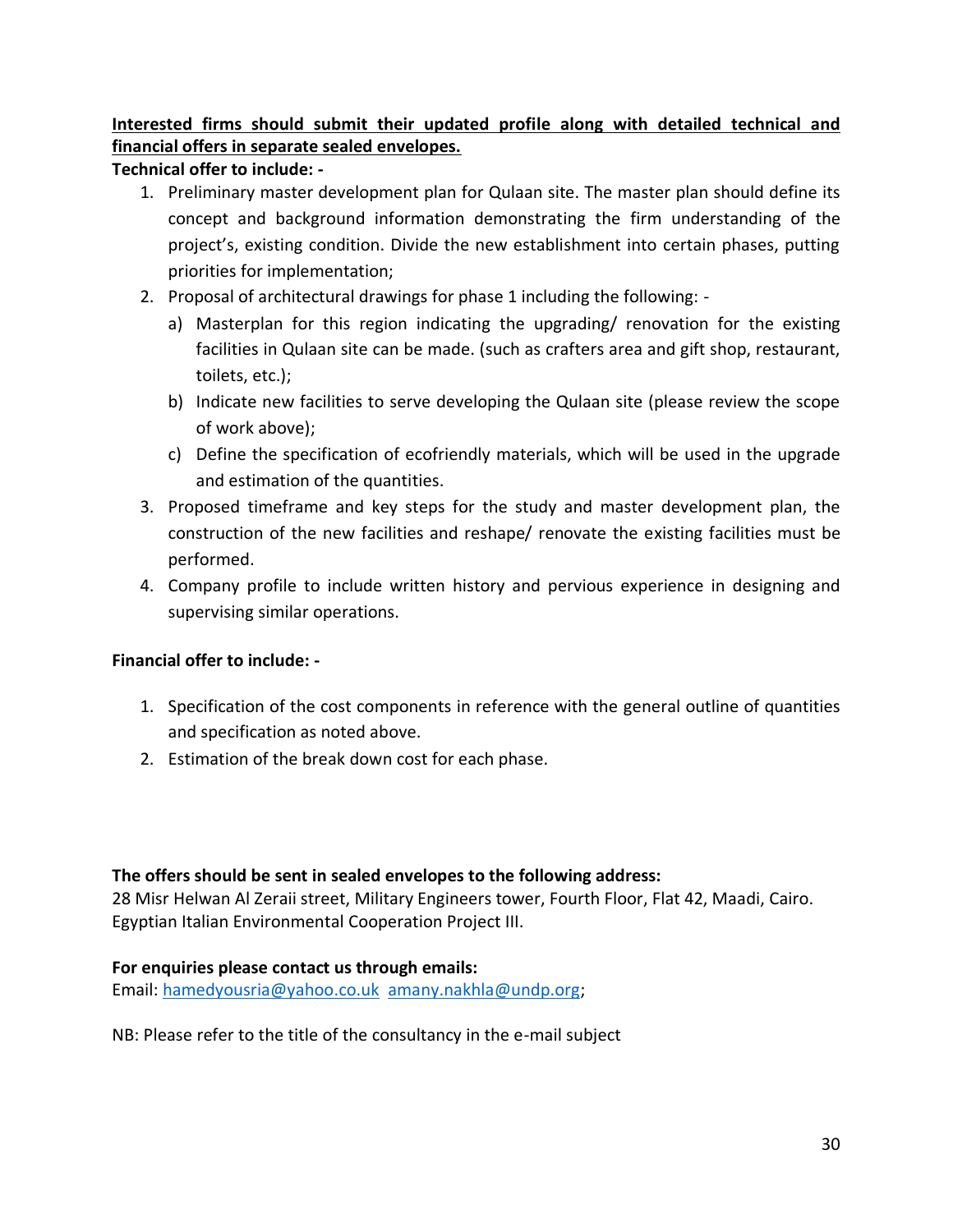**<u>Interested firms should submit their updated profile along with detailed technical and financial offers in separate sealed envelopes.</u>**

**Technical offer to include: -**

1. Preliminary master development plan for Qulaan site. The master plan should define its concept and background information demonstrating the firm understanding of the project's, existing condition. Divide the new establishment into certain phases, putting priorities for implementation;
2. Proposal of architectural drawings for phase 1 including the following: -
   a) Masterplan for this region indicating the upgrading/ renovation for the existing facilities in Qulaan site can be made. (such as crafters area and gift shop, restaurant, toilets, etc.);
   b) Indicate new facilities to serve developing the Qulaan site (please review the scope of work above);
   c) Define the specification of ecofriendly materials, which will be used in the upgrade and estimation of the quantities.
3. Proposed timeframe and key steps for the study and master development plan, the construction of the new facilities and reshape/ renovate the existing facilities must be performed.
4. Company profile to include written history and pervious experience in designing and supervising similar operations.

**Financial offer to include: -**

1. Specification of the cost components in reference with the general outline of quantities and specification as noted above.
2. Estimation of the break down cost for each phase.

**The offers should be sent in sealed envelopes to the following address:**
28 Misr Helwan Al Zeraii street, Military Engineers tower, Fourth Floor, Flat 42, Maadi, Cairo.
Egyptian Italian Environmental Cooperation Project III.

**For enquiries please contact us through emails:**
Email: hamedyousria@yahoo.co.uk amany.nakhla@undp.org;

NB: Please refer to the title of the consultancy in the e-mail subject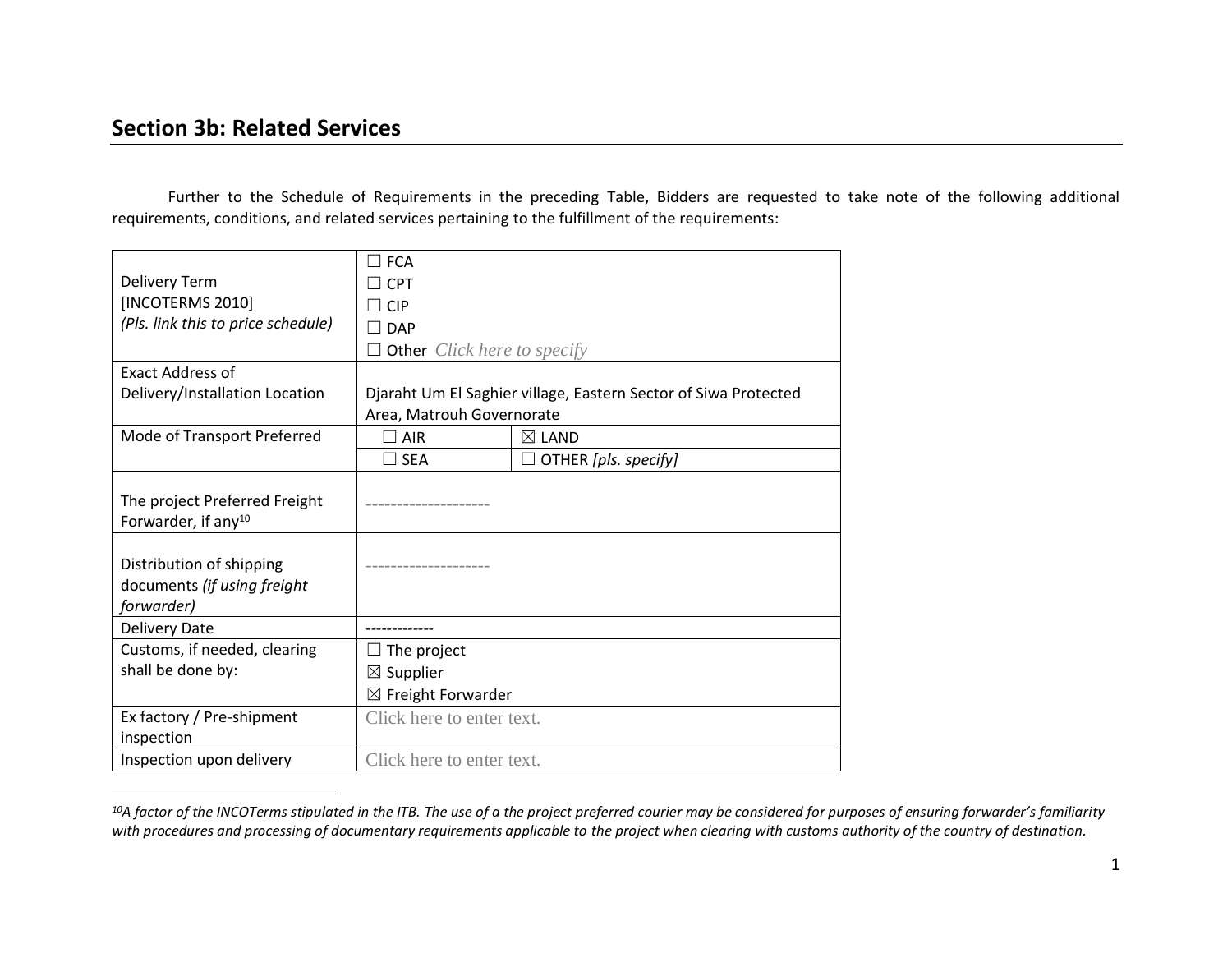## Section 3b: Related Services

Further to the Schedule of Requirements in the preceding Table, Bidders are requested to take note of the following additional requirements, conditions, and related services pertaining to the fulfillment of the requirements:

| | | |
|---|---|---|
| Delivery Term<br>[INCOTERMS 2010]<br>*(Pls. link this to price schedule)* | ☐ FCA<br>☐ CPT<br>☐ CIP<br>☐ DAP<br>☐ Other *Click here to specify* | |
| Exact Address of Delivery/Installation Location | Djaraht Um El Saghier village, Eastern Sector of Siwa Protected Area, Matrouh Governorate | |
| Mode of Transport Preferred | ☐ AIR | ☒ LAND |
| | ☐ SEA | ☐ OTHER *[pls. specify]* |
| The project Preferred Freight Forwarder, if any[10] | -------------------- | |
| Distribution of shipping documents *(if using freight forwarder)* | -------------------- | |
| Delivery Date | ------------- | |
| Customs, if needed, clearing shall be done by: | ☐ The project<br>☒ Supplier<br>☒ Freight Forwarder | |
| Ex factory / Pre-shipment inspection | Click here to enter text. | |
| Inspection upon delivery | Click here to enter text. | |

*[10]A factor of the INCOTerms stipulated in the ITB. The use of a the project preferred courier may be considered for purposes of ensuring forwarder's familiarity with procedures and processing of documentary requirements applicable to the project when clearing with customs authority of the country of destination.*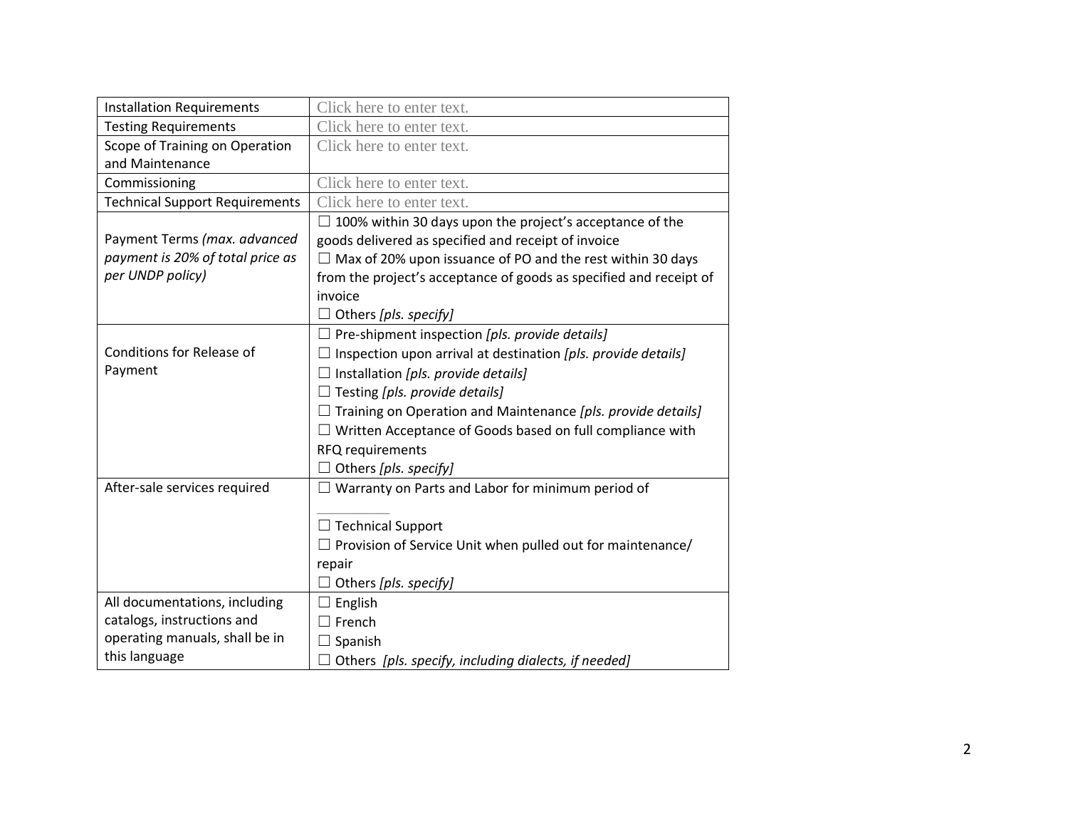| | |
|---|---|
| Installation Requirements | Click here to enter text. |
| Testing Requirements | Click here to enter text. |
| Scope of Training on Operation and Maintenance | Click here to enter text. |
| Commissioning | Click here to enter text. |
| Technical Support Requirements | Click here to enter text. |
| Payment Terms *(max. advanced payment is 20% of total price as per UNDP policy)* | ☐ 100% within 30 days upon the project's acceptance of the goods delivered as specified and receipt of invoice<br>☐ Max of 20% upon issuance of PO and the rest within 30 days from the project's acceptance of goods as specified and receipt of invoice<br>☐ Others *[pls. specify]* |
| Conditions for Release of Payment | ☐ Pre-shipment inspection *[pls. provide details]*<br>☐ Inspection upon arrival at destination *[pls. provide details]*<br>☐ Installation *[pls. provide details]*<br>☐ Testing *[pls. provide details]*<br>☐ Training on Operation and Maintenance *[pls. provide details]*<br>☐ Written Acceptance of Goods based on full compliance with RFQ requirements<br>☐ Others *[pls. specify]* |
| After-sale services required | ☐ Warranty on Parts and Labor for minimum period of __________<br>☐ Technical Support<br>☐ Provision of Service Unit when pulled out for maintenance/ repair<br>☐ Others *[pls. specify]* |
| All documentations, including catalogs, instructions and operating manuals, shall be in this language | ☐ English<br>☐ French<br>☐ Spanish<br>☐ Others *[pls. specify, including dialects, if needed]* |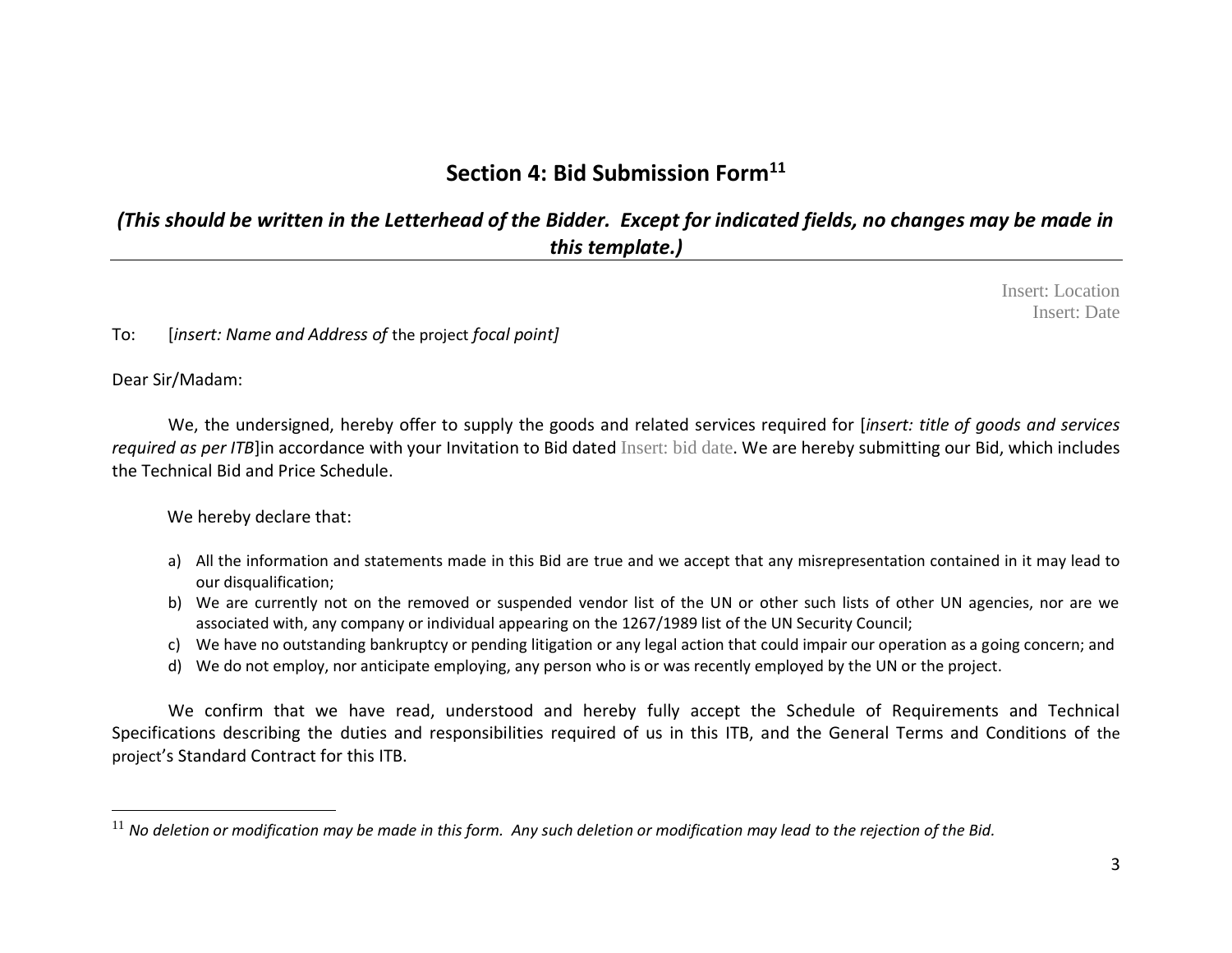## Section 4: Bid Submission Form[11]

***(This should be written in the Letterhead of the Bidder. Except for indicated fields, no changes may be made in this template.)***

---

Insert: Location
Insert: Date

To: [*insert: Name and Address of* the project *focal point]*

Dear Sir/Madam:

We, the undersigned, hereby offer to supply the goods and related services required for [*insert: title of goods and services required as per ITB*]in accordance with your Invitation to Bid dated Insert: bid date. We are hereby submitting our Bid, which includes the Technical Bid and Price Schedule.

We hereby declare that:

a) All the information and statements made in this Bid are true and we accept that any misrepresentation contained in it may lead to our disqualification;
b) We are currently not on the removed or suspended vendor list of the UN or other such lists of other UN agencies, nor are we associated with, any company or individual appearing on the 1267/1989 list of the UN Security Council;
c) We have no outstanding bankruptcy or pending litigation or any legal action that could impair our operation as a going concern; and
d) We do not employ, nor anticipate employing, any person who is or was recently employed by the UN or the project.

We confirm that we have read, understood and hereby fully accept the Schedule of Requirements and Technical Specifications describing the duties and responsibilities required of us in this ITB, and the General Terms and Conditions of the project's Standard Contract for this ITB.

---

[11] *No deletion or modification may be made in this form. Any such deletion or modification may lead to the rejection of the Bid.*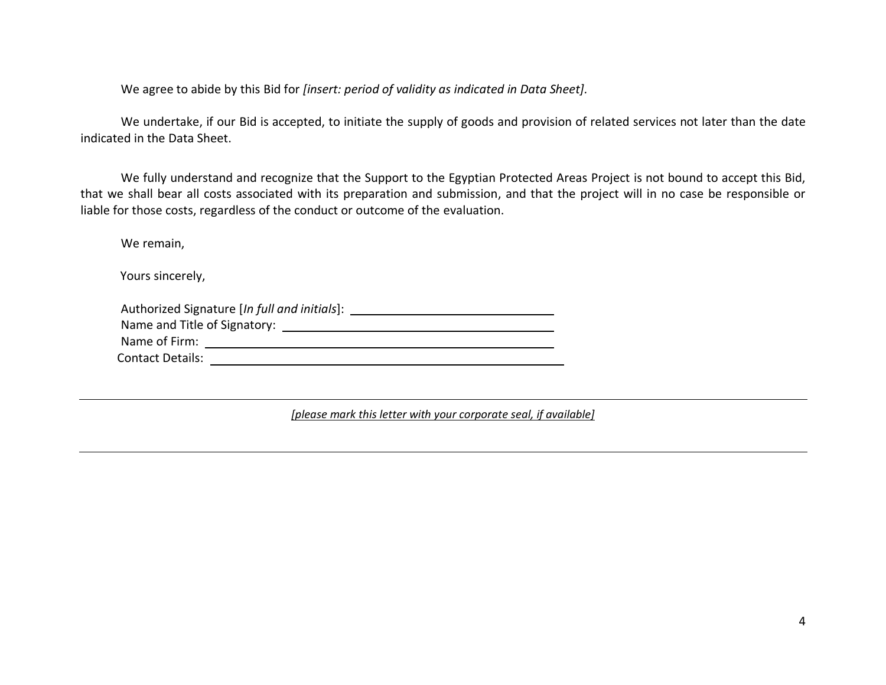We agree to abide by this Bid for *[insert: period of validity as indicated in Data Sheet]*.

We undertake, if our Bid is accepted, to initiate the supply of goods and provision of related services not later than the date indicated in the Data Sheet.

We fully understand and recognize that the Support to the Egyptian Protected Areas Project is not bound to accept this Bid, that we shall bear all costs associated with its preparation and submission, and that the project will in no case be responsible or liable for those costs, regardless of the conduct or outcome of the evaluation.

We remain,

Yours sincerely,

Authorized Signature [*In full and initials*]: ______________________________

Name and Title of Signatory: ______________________________

Name of Firm: ______________________________

Contact Details: ______________________________

---

*[please mark this letter with your corporate seal, if available]*

---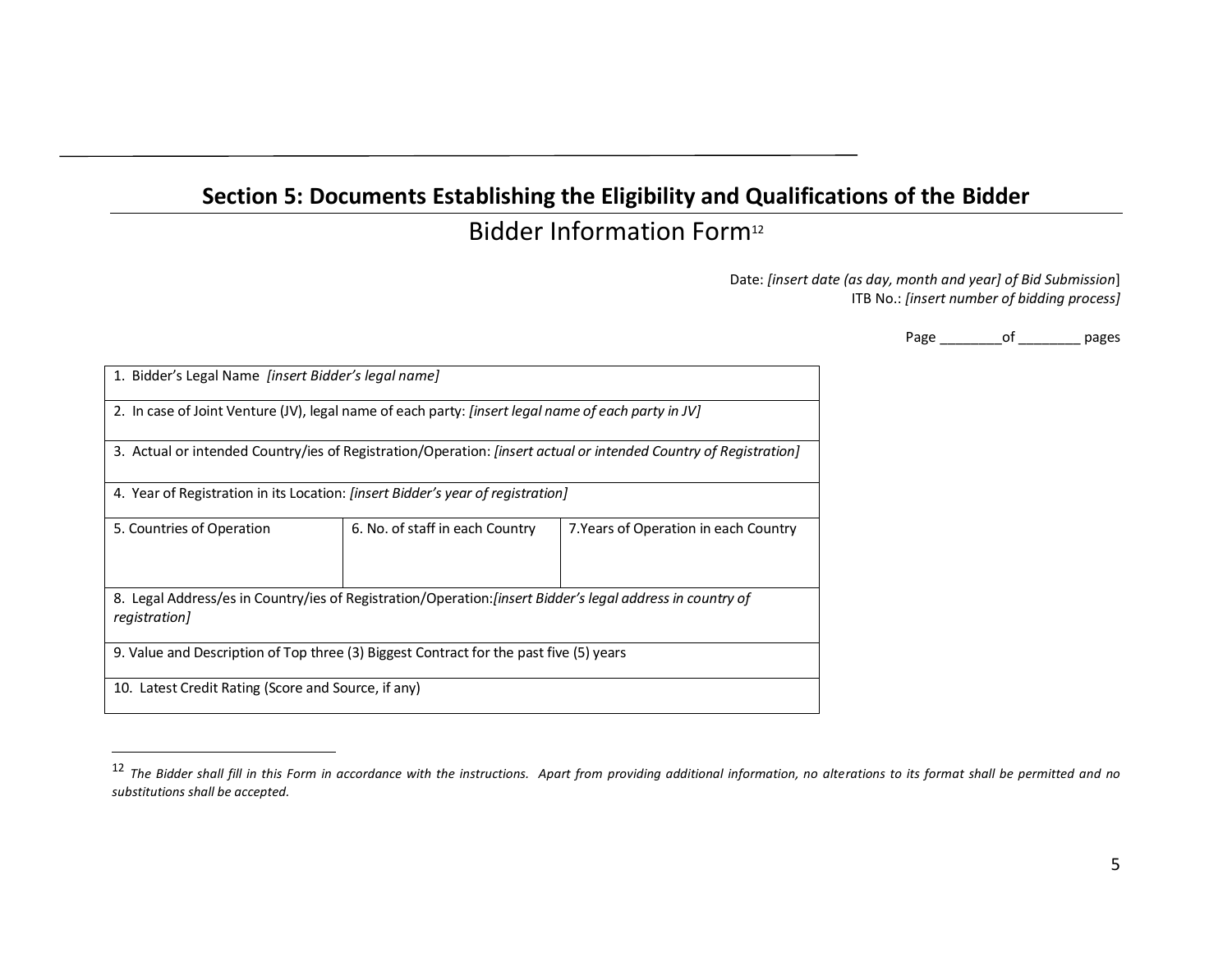## Section 5: Documents Establishing the Eligibility and Qualifications of the Bidder

### Bidder Information Form[12]

Date: *[insert date (as day, month and year] of Bid Submission*]
ITB No.: *[insert number of bidding process]*

Page ________of ________ pages

| | | |
|---|---|---|
| 1. Bidder's Legal Name *[insert Bidder's legal name]* | | |
| 2. In case of Joint Venture (JV), legal name of each party: *[insert legal name of each party in JV]* | | |
| 3. Actual or intended Country/ies of Registration/Operation: *[insert actual or intended Country of Registration]* | | |
| 4. Year of Registration in its Location: *[insert Bidder's year of registration]* | | |
| 5. Countries of Operation | 6. No. of staff in each Country | 7.Years of Operation in each Country |
| 8. Legal Address/es in Country/ies of Registration/Operation:*[insert Bidder's legal address in country of registration]* | | |
| 9. Value and Description of Top three (3) Biggest Contract for the past five (5) years | | |
| 10. Latest Credit Rating (Score and Source, if any) | | |

[12] *The Bidder shall fill in this Form in accordance with the instructions. Apart from providing additional information, no alterations to its format shall be permitted and no substitutions shall be accepted.*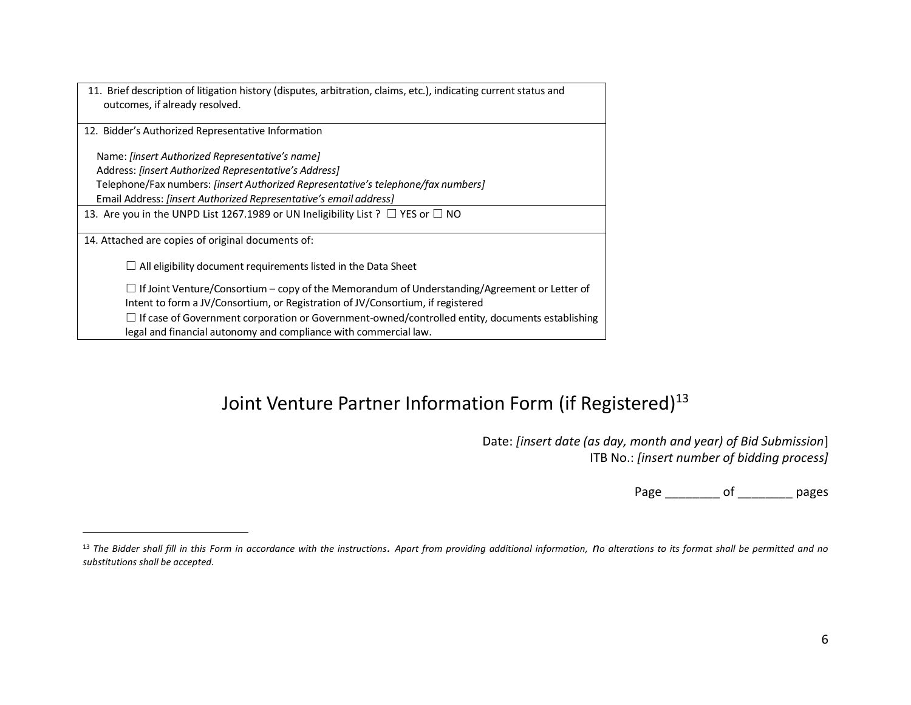| |
|---|
| 11. Brief description of litigation history (disputes, arbitration, claims, etc.), indicating current status and outcomes, if already resolved. |
| 12. Bidder's Authorized Representative Information<br><br>Name: *[insert Authorized Representative's name]*<br>Address: *[insert Authorized Representative's Address]*<br>Telephone/Fax numbers: *[insert Authorized Representative's telephone/fax numbers]*<br>Email Address: *[insert Authorized Representative's email address]* |
| 13. Are you in the UNPD List 1267.1989 or UN Ineligibility List ? ☐ YES or ☐ NO |
| 14. Attached are copies of original documents of:<br><br>☐ All eligibility document requirements listed in the Data Sheet<br><br>☐ If Joint Venture/Consortium – copy of the Memorandum of Understanding/Agreement or Letter of Intent to form a JV/Consortium, or Registration of JV/Consortium, if registered<br>☐ If case of Government corporation or Government-owned/controlled entity, documents establishing legal and financial autonomy and compliance with commercial law. |

# Joint Venture Partner Information Form (if Registered)[13]

Date: *[insert date (as day, month and year) of Bid Submission*]
ITB No.: *[insert number of bidding process]*

Page ________ of ________ pages

[13] *The Bidder shall fill in this Form in accordance with the instructions. Apart from providing additional information, no alterations to its format shall be permitted and no substitutions shall be accepted.*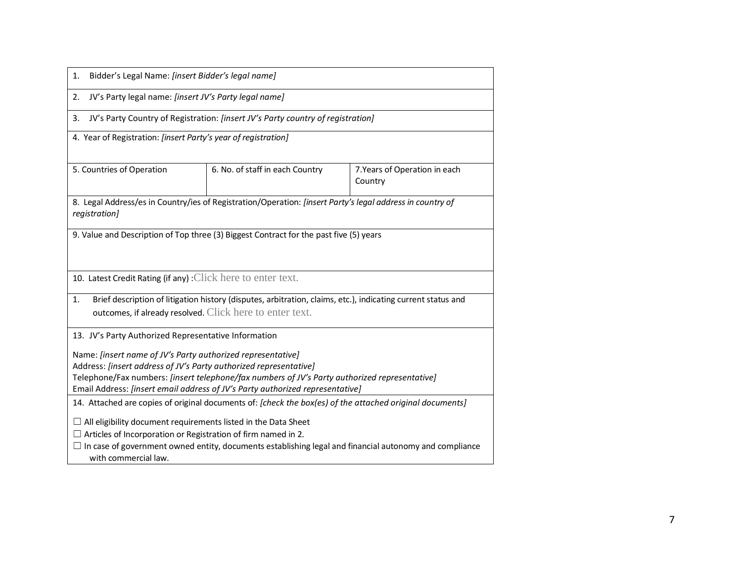| | | |
|---|---|---|
| 1. Bidder's Legal Name: *[insert Bidder's legal name]* | | |
| 2. JV's Party legal name: *[insert JV's Party legal name]* | | |
| 3. JV's Party Country of Registration: *[insert JV's Party country of registration]* | | |
| 4. Year of Registration: *[insert Party's year of registration]* | | |
| 5. Countries of Operation | 6. No. of staff in each Country | 7.Years of Operation in each Country |
| 8. Legal Address/es in Country/ies of Registration/Operation: *[insert Party's legal address in country of registration]* | | |
| 9. Value and Description of Top three (3) Biggest Contract for the past five (5) years | | |
| 10. Latest Credit Rating (if any) :Click here to enter text. | | |
| 1. Brief description of litigation history (disputes, arbitration, claims, etc.), indicating current status and outcomes, if already resolved. Click here to enter text. | | |
| 13. JV's Party Authorized Representative Information<br><br>Name: *[insert name of JV's Party authorized representative]*<br>Address: *[insert address of JV's Party authorized representative]*<br>Telephone/Fax numbers: *[insert telephone/fax numbers of JV's Party authorized representative]*<br>Email Address: *[insert email address of JV's Party authorized representative]* | | |
| 14. Attached are copies of original documents of: *[check the box(es) of the attached original documents]*<br><br>☐ All eligibility document requirements listed in the Data Sheet<br>☐ Articles of Incorporation or Registration of firm named in 2.<br>☐ In case of government owned entity, documents establishing legal and financial autonomy and compliance with commercial law. | | |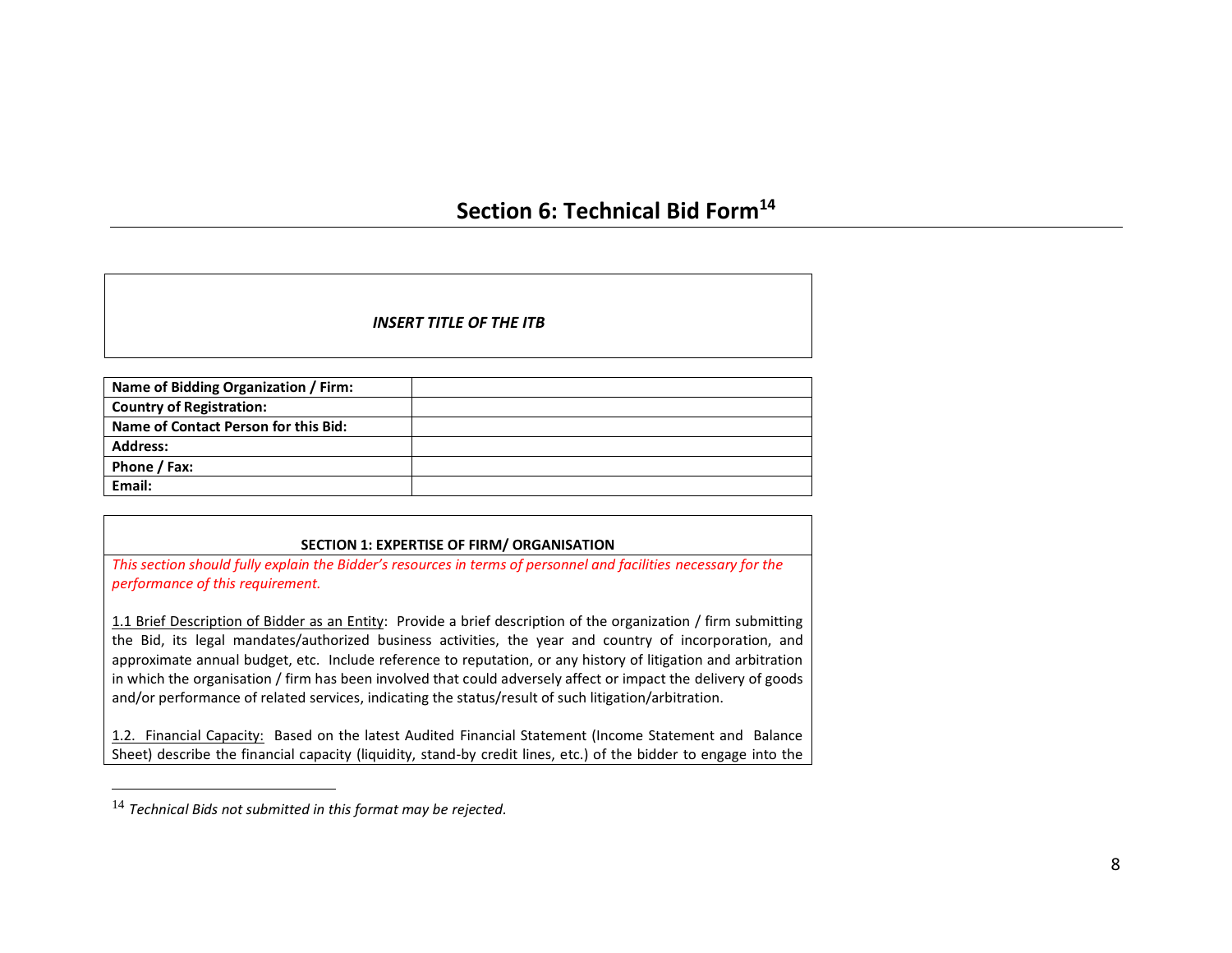# Section 6: Technical Bid Form[14]

***INSERT TITLE OF THE ITB***

| | |
|---|---|
| **Name of Bidding Organization / Firm:** | |
| **Country of Registration:** | |
| **Name of Contact Person for this Bid:** | |
| **Address:** | |
| **Phone / Fax:** | |
| **Email:** | |

**SECTION 1: EXPERTISE OF FIRM/ ORGANISATION**

*This section should fully explain the Bidder's resources in terms of personnel and facilities necessary for the performance of this requirement.*

1.1 Brief Description of Bidder as an Entity: Provide a brief description of the organization / firm submitting the Bid, its legal mandates/authorized business activities, the year and country of incorporation, and approximate annual budget, etc. Include reference to reputation, or any history of litigation and arbitration in which the organisation / firm has been involved that could adversely affect or impact the delivery of goods and/or performance of related services, indicating the status/result of such litigation/arbitration.

1.2. Financial Capacity: Based on the latest Audited Financial Statement (Income Statement and Balance Sheet) describe the financial capacity (liquidity, stand-by credit lines, etc.) of the bidder to engage into the

[14] *Technical Bids not submitted in this format may be rejected.*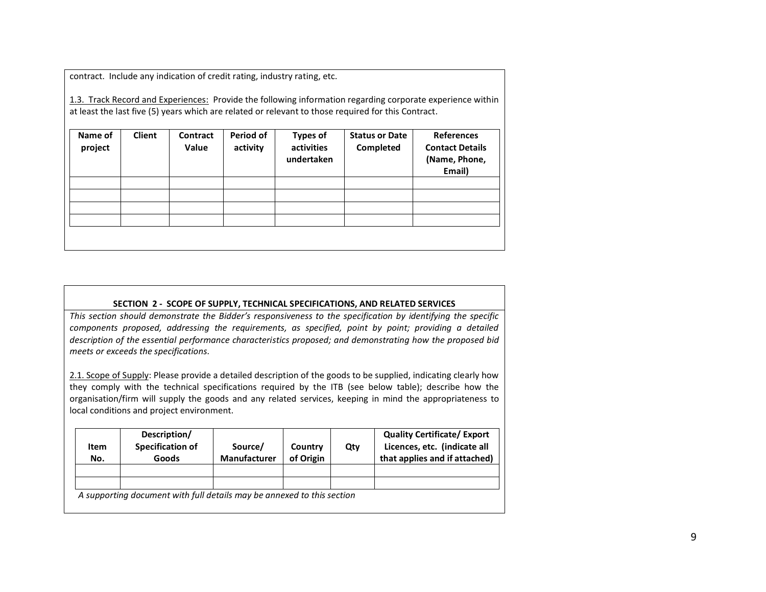contract. Include any indication of credit rating, industry rating, etc.

1.3. Track Record and Experiences: Provide the following information regarding corporate experience within at least the last five (5) years which are related or relevant to those required for this Contract.

| Name of project | Client | Contract Value | Period of activity | Types of activities undertaken | Status or Date Completed | References Contact Details (Name, Phone, Email) |
|---|---|---|---|---|---|---|
| | | | | | | |
| | | | | | | |
| | | | | | | |
| | | | | | | |

**SECTION 2 - SCOPE OF SUPPLY, TECHNICAL SPECIFICATIONS, AND RELATED SERVICES**

*This section should demonstrate the Bidder's responsiveness to the specification by identifying the specific components proposed, addressing the requirements, as specified, point by point; providing a detailed description of the essential performance characteristics proposed; and demonstrating how the proposed bid meets or exceeds the specifications.*

2.1. Scope of Supply: Please provide a detailed description of the goods to be supplied, indicating clearly how they comply with the technical specifications required by the ITB (see below table); describe how the organisation/firm will supply the goods and any related services, keeping in mind the appropriateness to local conditions and project environment.

| Item No. | Description/ Specification of Goods | Source/ Manufacturer | Country of Origin | Qty | Quality Certificate/ Export Licences, etc. (indicate all that applies and if attached) |
|---|---|---|---|---|---|
| | | | | | |
| | | | | | |

*A supporting document with full details may be annexed to this section*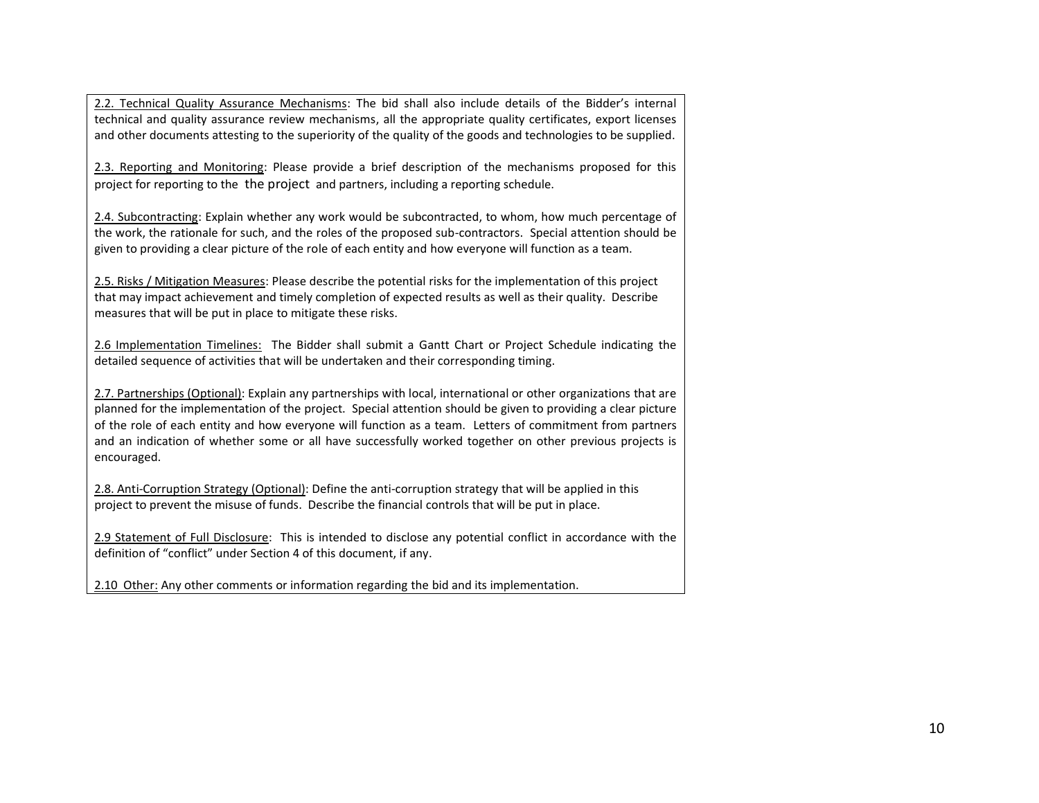2.2. Technical Quality Assurance Mechanisms: The bid shall also include details of the Bidder's internal technical and quality assurance review mechanisms, all the appropriate quality certificates, export licenses and other documents attesting to the superiority of the quality of the goods and technologies to be supplied.

2.3. Reporting and Monitoring: Please provide a brief description of the mechanisms proposed for this project for reporting to the the project and partners, including a reporting schedule.

2.4. Subcontracting: Explain whether any work would be subcontracted, to whom, how much percentage of the work, the rationale for such, and the roles of the proposed sub-contractors. Special attention should be given to providing a clear picture of the role of each entity and how everyone will function as a team.

2.5. Risks / Mitigation Measures: Please describe the potential risks for the implementation of this project that may impact achievement and timely completion of expected results as well as their quality. Describe measures that will be put in place to mitigate these risks.

2.6 Implementation Timelines: The Bidder shall submit a Gantt Chart or Project Schedule indicating the detailed sequence of activities that will be undertaken and their corresponding timing.

2.7. Partnerships (Optional): Explain any partnerships with local, international or other organizations that are planned for the implementation of the project. Special attention should be given to providing a clear picture of the role of each entity and how everyone will function as a team. Letters of commitment from partners and an indication of whether some or all have successfully worked together on other previous projects is encouraged.

2.8. Anti-Corruption Strategy (Optional): Define the anti-corruption strategy that will be applied in this project to prevent the misuse of funds. Describe the financial controls that will be put in place.

2.9 Statement of Full Disclosure: This is intended to disclose any potential conflict in accordance with the definition of "conflict" under Section 4 of this document, if any.

2.10 Other: Any other comments or information regarding the bid and its implementation.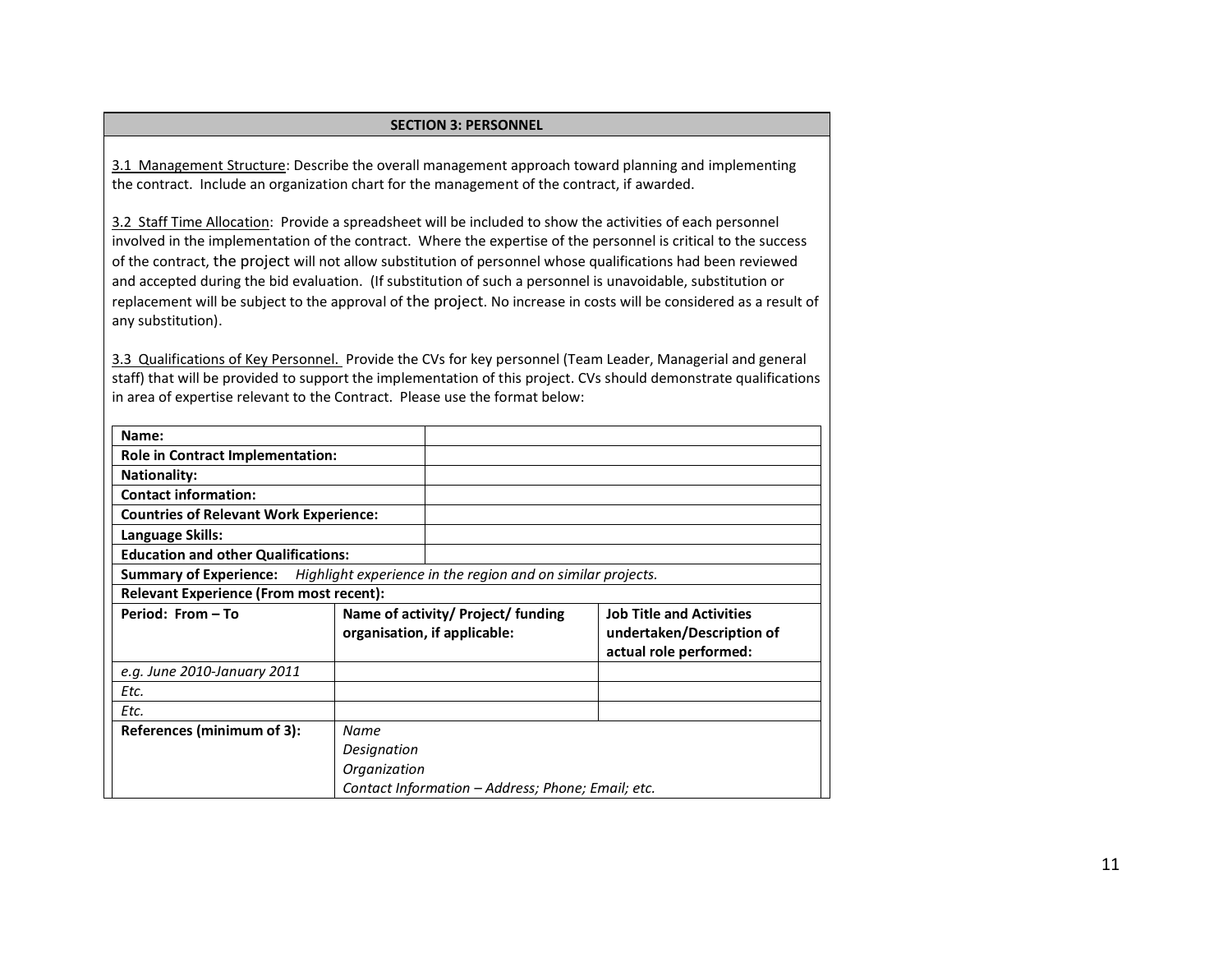## SECTION 3: PERSONNEL

3.1 Management Structure: Describe the overall management approach toward planning and implementing the contract. Include an organization chart for the management of the contract, if awarded.

3.2 Staff Time Allocation: Provide a spreadsheet will be included to show the activities of each personnel involved in the implementation of the contract. Where the expertise of the personnel is critical to the success of the contract, the project will not allow substitution of personnel whose qualifications had been reviewed and accepted during the bid evaluation. (If substitution of such a personnel is unavoidable, substitution or replacement will be subject to the approval of the project. No increase in costs will be considered as a result of any substitution).

3.3 Qualifications of Key Personnel. Provide the CVs for key personnel (Team Leader, Managerial and general staff) that will be provided to support the implementation of this project. CVs should demonstrate qualifications in area of expertise relevant to the Contract. Please use the format below:

| | | |
|---|---|---|
| **Name:** | | |
| **Role in Contract Implementation:** | | |
| **Nationality:** | | |
| **Contact information:** | | |
| **Countries of Relevant Work Experience:** | | |
| **Language Skills:** | | |
| **Education and other Qualifications:** | | |
| **Summary of Experience:** *Highlight experience in the region and on similar projects.* | | |
| **Relevant Experience (From most recent):** | | |
| **Period: From – To** | **Name of activity/ Project/ funding organisation, if applicable:** | **Job Title and Activities undertaken/Description of actual role performed:** |
| *e.g. June 2010-January 2011* | | |
| *Etc.* | | |
| *Etc.* | | |
| **References (minimum of 3):** | *Name*<br>*Designation*<br>*Organization*<br>*Contact Information – Address; Phone; Email; etc.* | |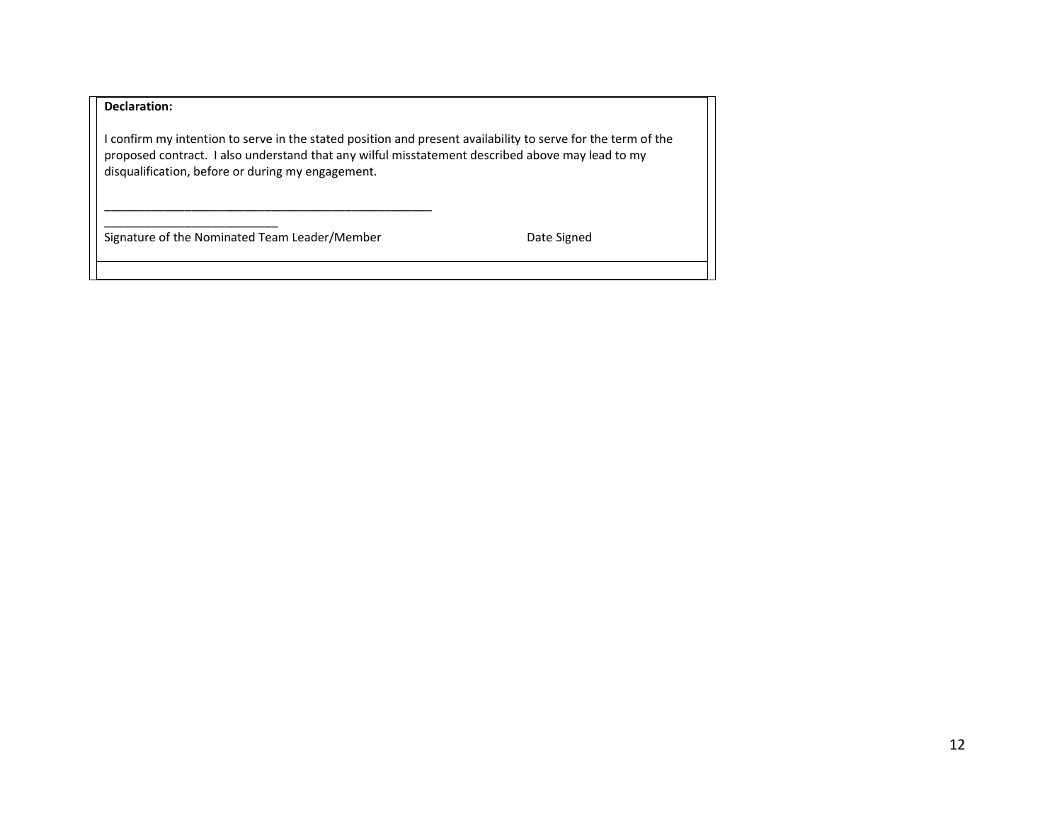**Declaration:**

I confirm my intention to serve in the stated position and present availability to serve for the term of the proposed contract.  I also understand that any wilful misstatement described above may lead to my disqualification, before or during my engagement.

_____________________________________________________

____________________________

Signature of the Nominated Team Leader/Member                                        Date Signed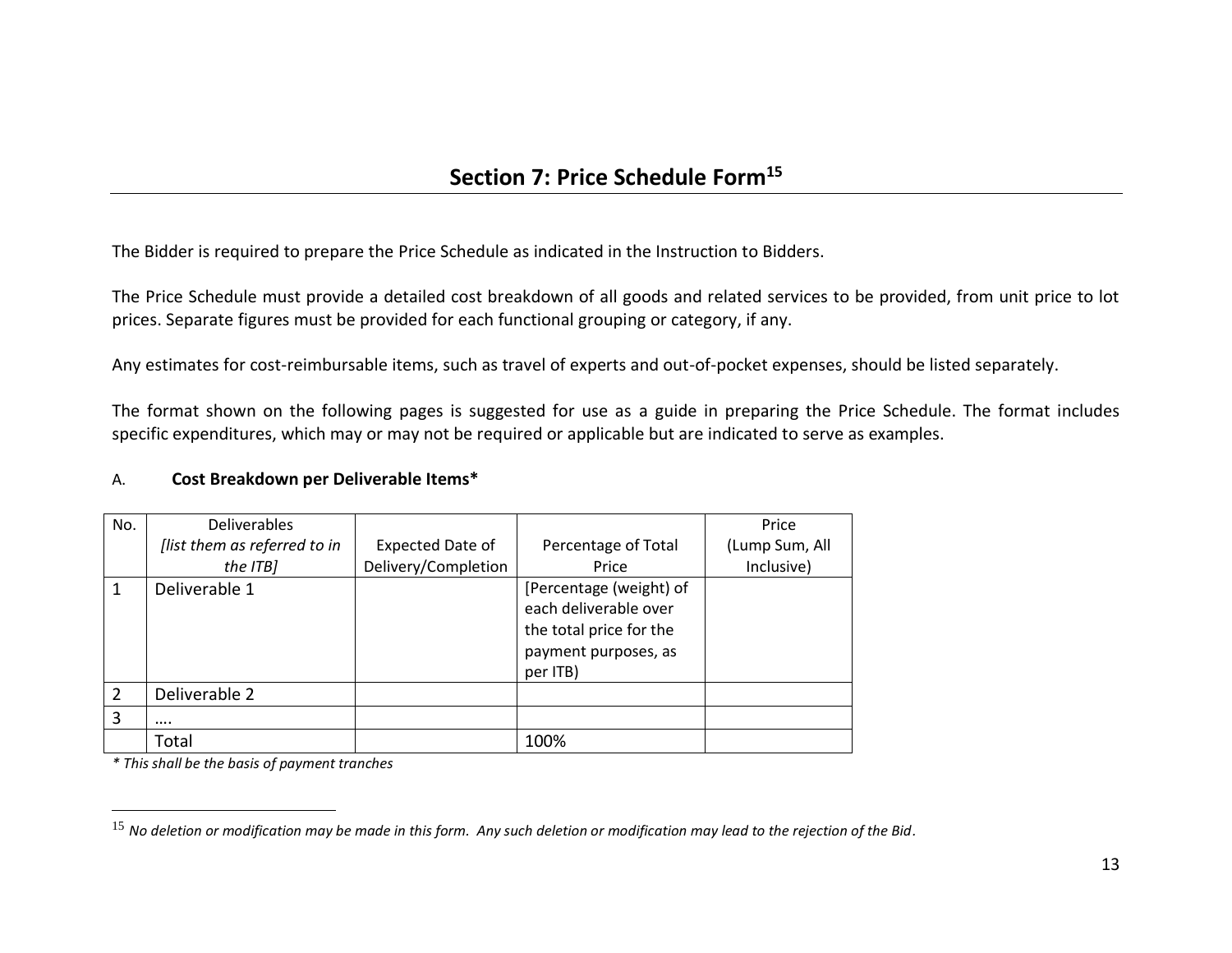## Section 7: Price Schedule Form[15]

The Bidder is required to prepare the Price Schedule as indicated in the Instruction to Bidders.

The Price Schedule must provide a detailed cost breakdown of all goods and related services to be provided, from unit price to lot prices. Separate figures must be provided for each functional grouping or category, if any.

Any estimates for cost-reimbursable items, such as travel of experts and out-of-pocket expenses, should be listed separately.

The format shown on the following pages is suggested for use as a guide in preparing the Price Schedule. The format includes specific expenditures, which may or may not be required or applicable but are indicated to serve as examples.

A. **Cost Breakdown per Deliverable Items***

| No. | Deliverables *[list them as referred to in the ITB]* | Expected Date of Delivery/Completion | Percentage of Total Price | Price (Lump Sum, All Inclusive) |
|---|---|---|---|---|
| 1 | Deliverable 1 | | [Percentage (weight) of each deliverable over the total price for the payment purposes, as per ITB) | |
| 2 | Deliverable 2 | | | |
| 3 | …. | | | |
| | Total | | 100% | |

*\* This shall be the basis of payment tranches*

[15] *No deletion or modification may be made in this form. Any such deletion or modification may lead to the rejection of the Bid.*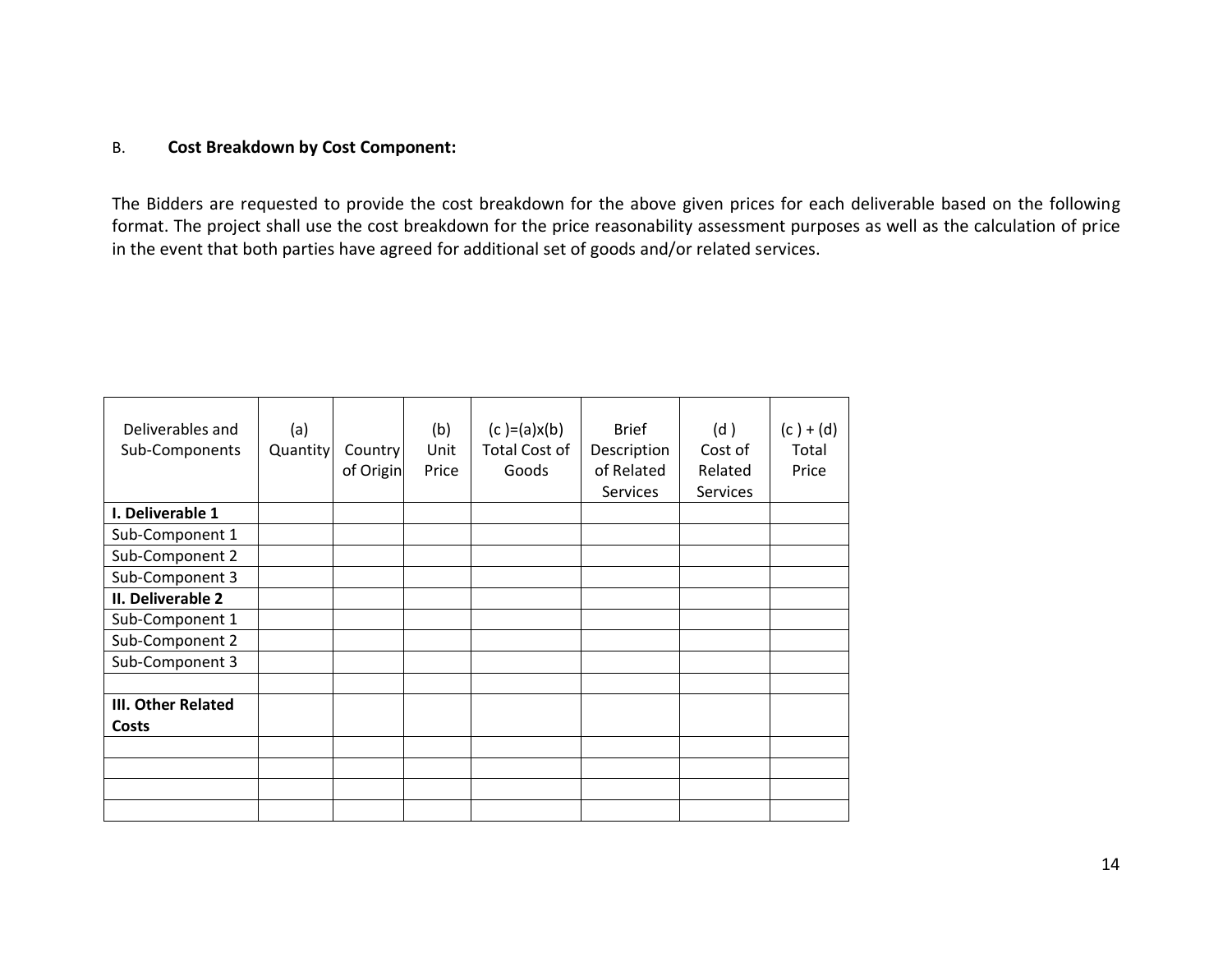B. **Cost Breakdown by Cost Component:**

The Bidders are requested to provide the cost breakdown for the above given prices for each deliverable based on the following format. The project shall use the cost breakdown for the price reasonability assessment purposes as well as the calculation of price in the event that both parties have agreed for additional set of goods and/or related services.

| Deliverables and Sub-Components | (a) Quantity | Country of Origin | (b) Unit Price | (c )=(a)x(b) Total Cost of Goods | Brief Description of Related Services | (d ) Cost of Related Services | (c ) + (d) Total Price |
|---|---|---|---|---|---|---|---|
| **I. Deliverable 1** | | | | | | | |
| Sub-Component 1 | | | | | | | |
| Sub-Component 2 | | | | | | | |
| Sub-Component 3 | | | | | | | |
| **II. Deliverable 2** | | | | | | | |
| Sub-Component 1 | | | | | | | |
| Sub-Component 2 | | | | | | | |
| Sub-Component 3 | | | | | | | |
| | | | | | | | |
| **III. Other Related Costs** | | | | | | | |
| | | | | | | | |
| | | | | | | | |
| | | | | | | | |
| | | | | | | | |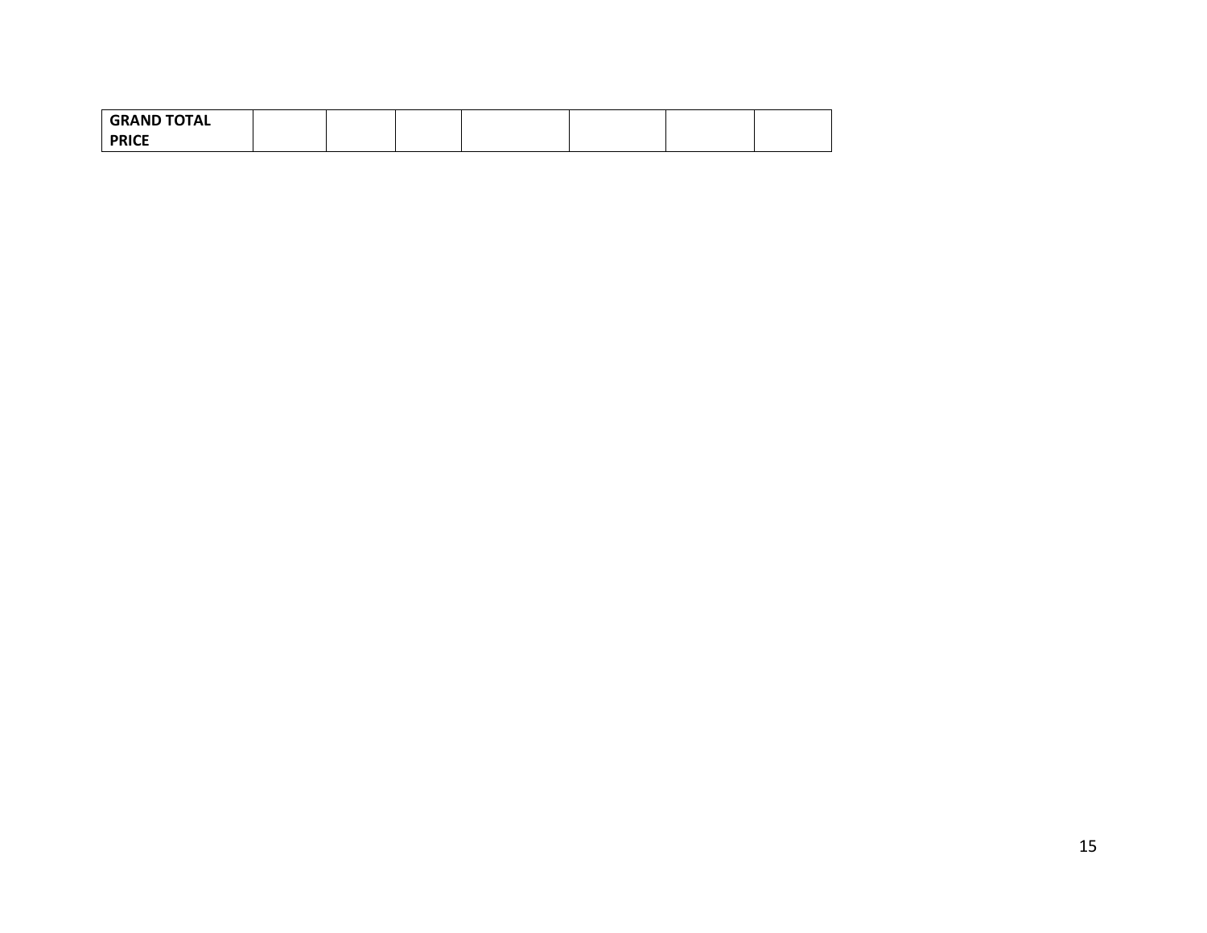| GRAND TOTAL PRICE | | | | | | | |
|---|---|---|---|---|---|---|---|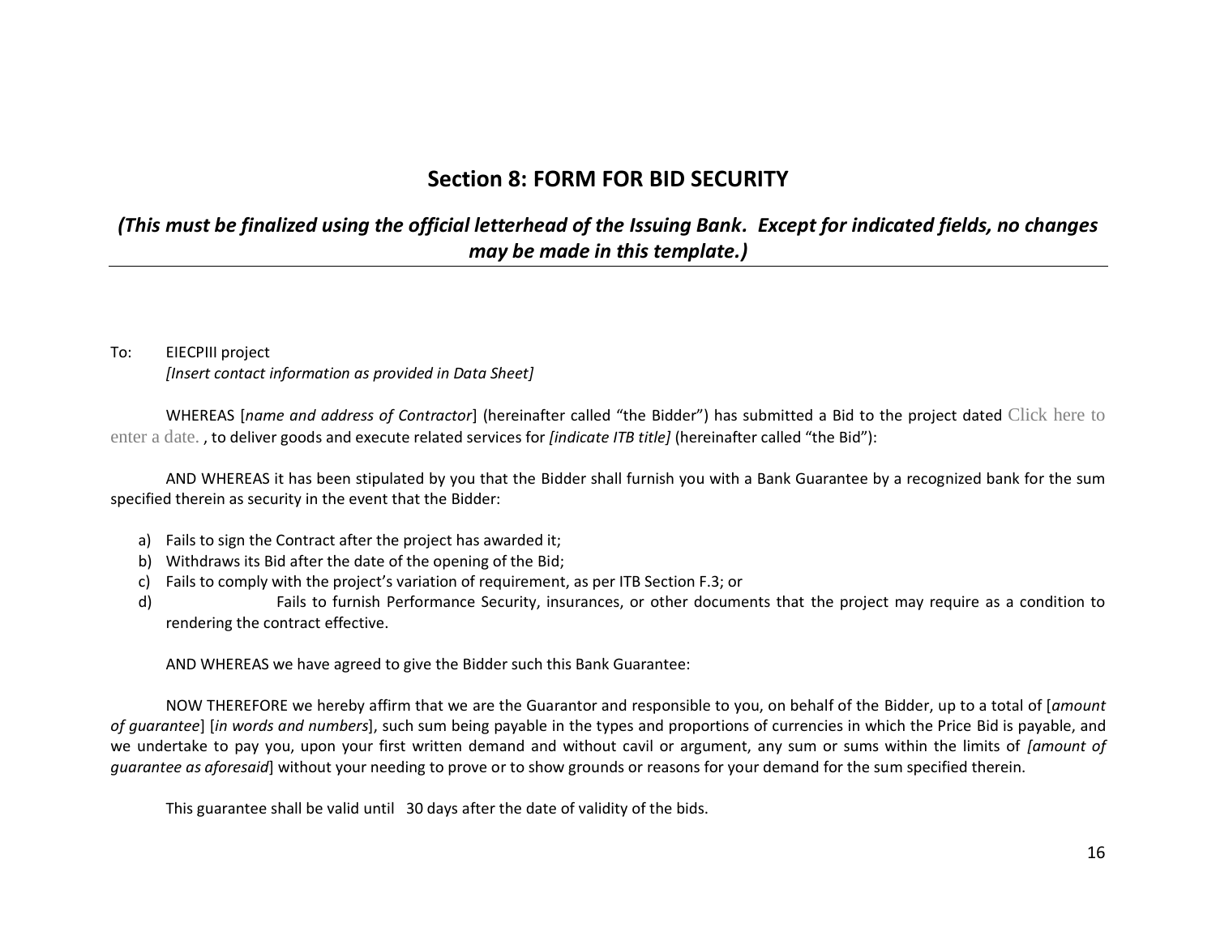## Section 8: FORM FOR BID SECURITY

***(This must be finalized using the official letterhead of the Issuing Bank. Except for indicated fields, no changes may be made in this template.)***

To: EIECPIII project
*[Insert contact information as provided in Data Sheet]*

WHEREAS [*name and address of Contractor*] (hereinafter called "the Bidder") has submitted a Bid to the project dated Click here to enter a date. , to deliver goods and execute related services for *[indicate ITB title]* (hereinafter called "the Bid"):

AND WHEREAS it has been stipulated by you that the Bidder shall furnish you with a Bank Guarantee by a recognized bank for the sum specified therein as security in the event that the Bidder:

a) Fails to sign the Contract after the project has awarded it;
b) Withdraws its Bid after the date of the opening of the Bid;
c) Fails to comply with the project's variation of requirement, as per ITB Section F.3; or
d) Fails to furnish Performance Security, insurances, or other documents that the project may require as a condition to rendering the contract effective.

AND WHEREAS we have agreed to give the Bidder such this Bank Guarantee:

NOW THEREFORE we hereby affirm that we are the Guarantor and responsible to you, on behalf of the Bidder, up to a total of [*amount of guarantee*] [*in words and numbers*], such sum being payable in the types and proportions of currencies in which the Price Bid is payable, and we undertake to pay you, upon your first written demand and without cavil or argument, any sum or sums within the limits of *[amount of guarantee as aforesaid*] without your needing to prove or to show grounds or reasons for your demand for the sum specified therein.

This guarantee shall be valid until 30 days after the date of validity of the bids.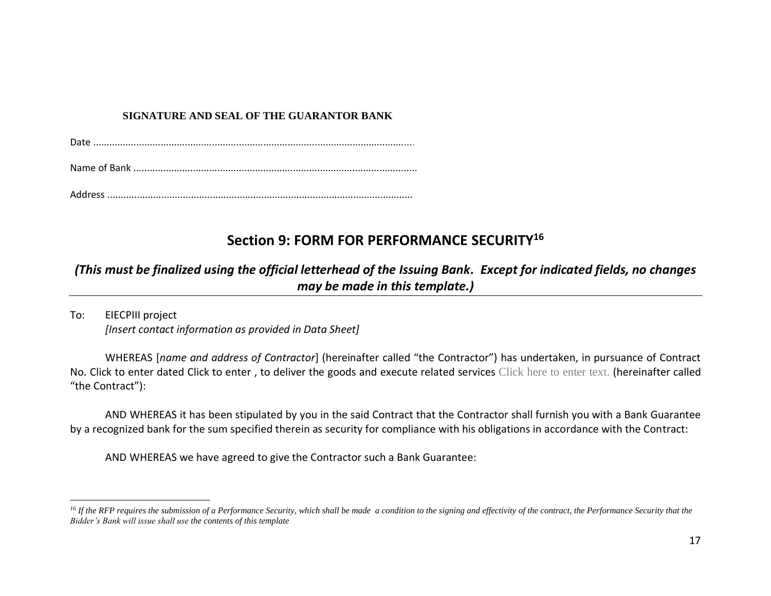**SIGNATURE AND SEAL OF THE GUARANTOR BANK**

Date .......................................................................................................................

Name of Bank ........................................................................................................

Address ................................................................................................................

## Section 9: FORM FOR PERFORMANCE SECURITY[16]

### *(This must be finalized using the official letterhead of the Issuing Bank. Except for indicated fields, no changes may be made in this template.)*

---

To: EIECPIII project
*[Insert contact information as provided in Data Sheet]*

WHEREAS [*name and address of Contractor*] (hereinafter called "the Contractor") has undertaken, in pursuance of Contract No. Click to enter dated Click to enter , to deliver the goods and execute related services Click here to enter text. (hereinafter called "the Contract"):

AND WHEREAS it has been stipulated by you in the said Contract that the Contractor shall furnish you with a Bank Guarantee by a recognized bank for the sum specified therein as security for compliance with his obligations in accordance with the Contract:

AND WHEREAS we have agreed to give the Contractor such a Bank Guarantee:

---

*[16] If the RFP requires the submission of a Performance Security, which shall be made a condition to the signing and effectivity of the contract, the Performance Security that the Bidder's Bank will issue shall use the contents of this template*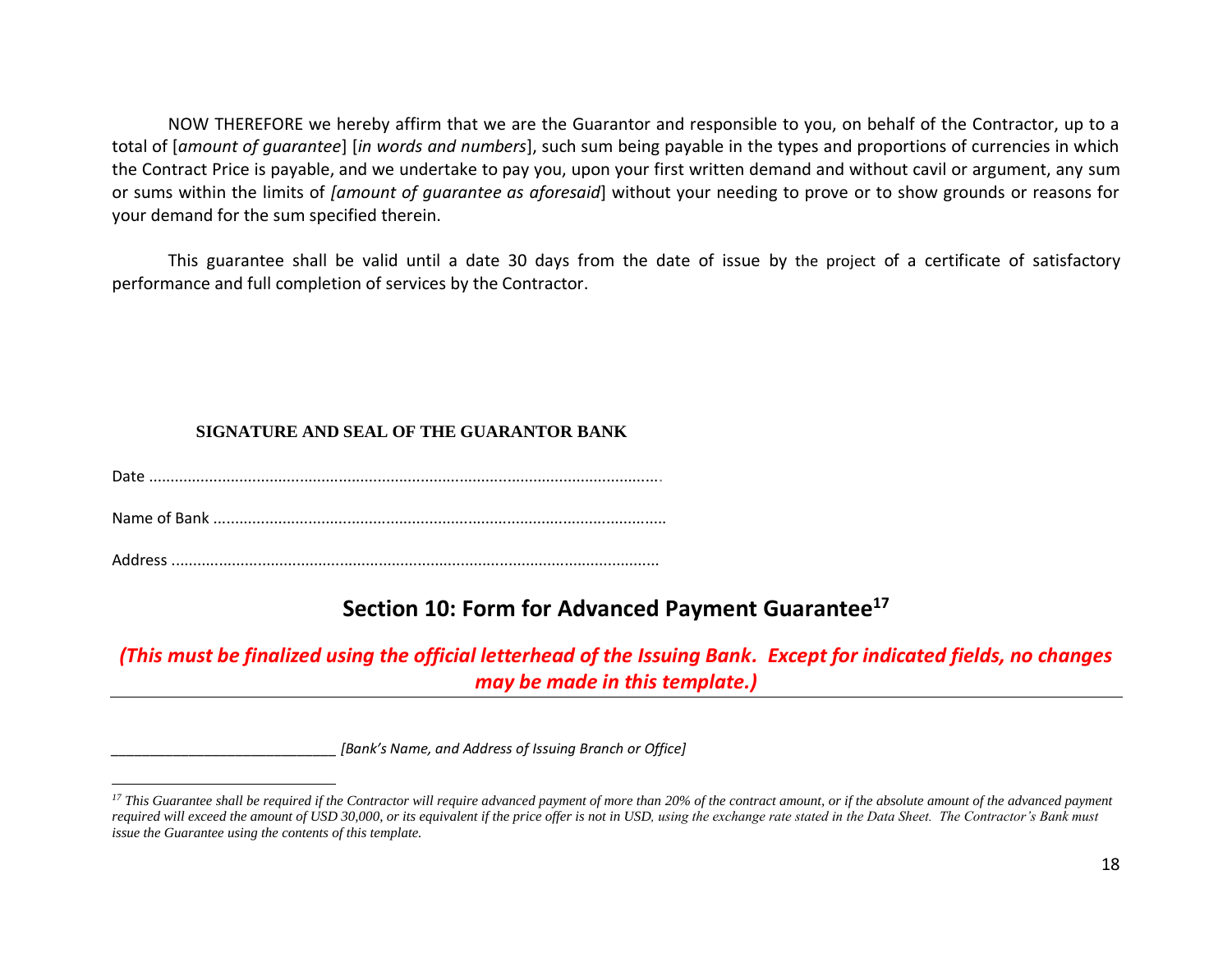NOW THEREFORE we hereby affirm that we are the Guarantor and responsible to you, on behalf of the Contractor, up to a total of [*amount of guarantee*] [*in words and numbers*], such sum being payable in the types and proportions of currencies in which the Contract Price is payable, and we undertake to pay you, upon your first written demand and without cavil or argument, any sum or sums within the limits of *[amount of guarantee as aforesaid*] without your needing to prove or to show grounds or reasons for your demand for the sum specified therein.

This guarantee shall be valid until a date 30 days from the date of issue by the project of a certificate of satisfactory performance and full completion of services by the Contractor.

**SIGNATURE AND SEAL OF THE GUARANTOR BANK**

Date ......................................................................................................................

Name of Bank ........................................................................................................

Address .................................................................................................................

## Section 10: Form for Advanced Payment Guarantee[17]

***(This must be finalized using the official letterhead of the Issuing Bank. Except for indicated fields, no changes may be made in this template.)***

---

*\_\_\_\_\_\_\_\_\_\_\_\_\_\_\_\_\_\_\_\_\_\_\_\_\_\_\_\_ [Bank's Name, and Address of Issuing Branch or Office]*

---

*[17] This Guarantee shall be required if the Contractor will require advanced payment of more than 20% of the contract amount, or if the absolute amount of the advanced payment required will exceed the amount of USD 30,000, or its equivalent if the price offer is not in USD, using the exchange rate stated in the Data Sheet. The Contractor's Bank must issue the Guarantee using the contents of this template.*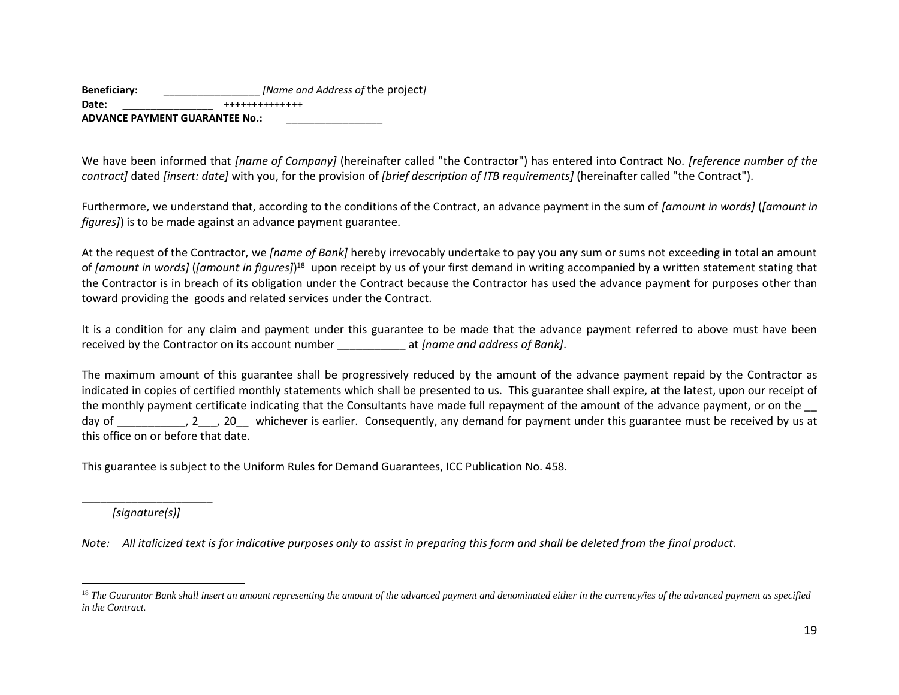**Beneficiary:** ________________ *[Name and Address of* the project*]*
**Date:** ________________ ++++++++++++++
**ADVANCE PAYMENT GUARANTEE No.:** ________________

We have been informed that *[name of Company]* (hereinafter called "the Contractor") has entered into Contract No. *[reference number of the contract]* dated *[insert: date]* with you, for the provision of *[brief description of ITB requirements]* (hereinafter called "the Contract").

Furthermore, we understand that, according to the conditions of the Contract, an advance payment in the sum of *[amount in words]* (*[amount in figures]*) is to be made against an advance payment guarantee.

At the request of the Contractor, we *[name of Bank]* hereby irrevocably undertake to pay you any sum or sums not exceeding in total an amount of *[amount in words]* (*[amount in figures]*)[18] upon receipt by us of your first demand in writing accompanied by a written statement stating that the Contractor is in breach of its obligation under the Contract because the Contractor has used the advance payment for purposes other than toward providing the goods and related services under the Contract.

It is a condition for any claim and payment under this guarantee to be made that the advance payment referred to above must have been received by the Contractor on its account number ___________ at *[name and address of Bank]*.

The maximum amount of this guarantee shall be progressively reduced by the amount of the advance payment repaid by the Contractor as indicated in copies of certified monthly statements which shall be presented to us. This guarantee shall expire, at the latest, upon our receipt of the monthly payment certificate indicating that the Consultants have made full repayment of the amount of the advance payment, or on the __ day of ___________, 2___, 20__ whichever is earlier. Consequently, any demand for payment under this guarantee must be received by us at this office on or before that date.

This guarantee is subject to the Uniform Rules for Demand Guarantees, ICC Publication No. 458.

______________________
*[signature(s)]*

*Note: All italicized text is for indicative purposes only to assist in preparing this form and shall be deleted from the final product.*

---

[18] *The Guarantor Bank shall insert an amount representing the amount of the advanced payment and denominated either in the currency/ies of the advanced payment as specified in the Contract.*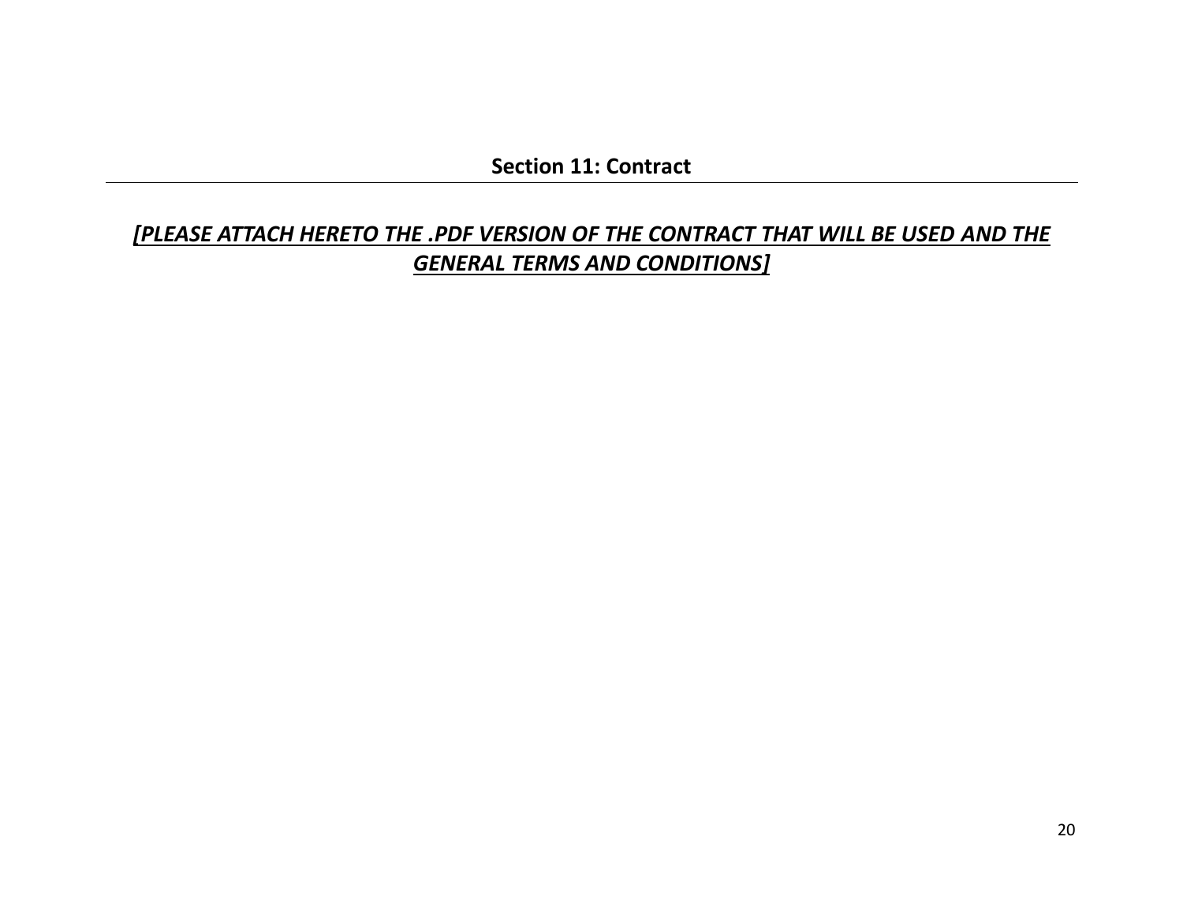## Section 11: Contract

***[PLEASE ATTACH HERETO THE .PDF VERSION OF THE CONTRACT THAT WILL BE USED AND THE GENERAL TERMS AND CONDITIONS]***